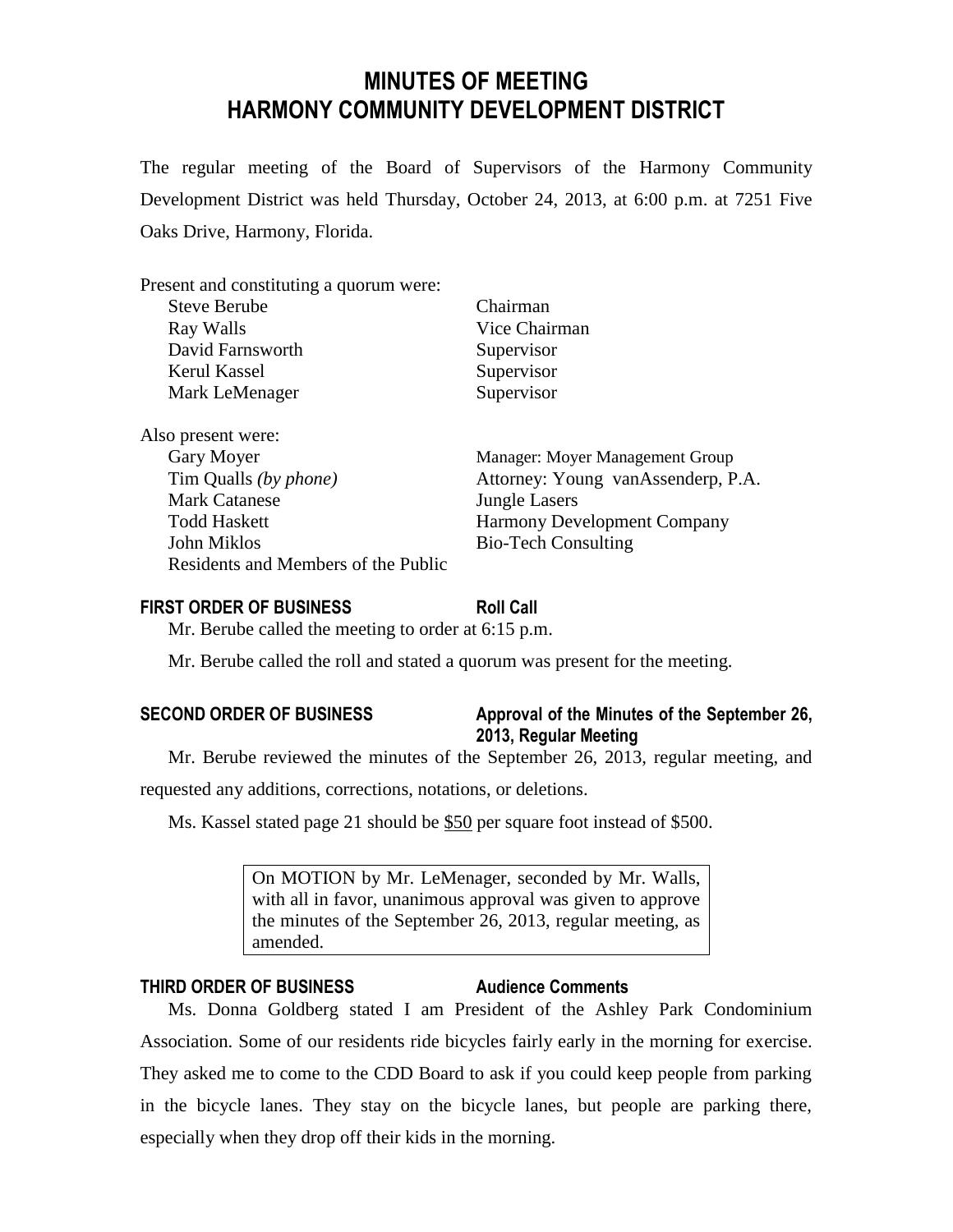# MINUTES OF MEETING
# HARMONY COMMUNITY DEVELOPMENT DISTRICT

The regular meeting of the Board of Supervisors of the Harmony Community Development District was held Thursday, October 24, 2013, at 6:00 p.m. at 7251 Five Oaks Drive, Harmony, Florida.

Present and constituting a quorum were:

| | |
|---|---|
| Steve Berube | Chairman |
| Ray Walls | Vice Chairman |
| David Farnsworth | Supervisor |
| Kerul Kassel | Supervisor |
| Mark LeMenager | Supervisor |

Also present were:

| | |
|---|---|
| Gary Moyer | Manager: Moyer Management Group |
| Tim Qualls *(by phone)* | Attorney: Young vanAssenderp, P.A. |
| Mark Catanese | Jungle Lasers |
| Todd Haskett | Harmony Development Company |
| John Miklos | Bio-Tech Consulting |
| Residents and Members of the Public | |

**FIRST ORDER OF BUSINESS** **Roll Call**

Mr. Berube called the meeting to order at 6:15 p.m.

Mr. Berube called the roll and stated a quorum was present for the meeting.

**SECOND ORDER OF BUSINESS** **Approval of the Minutes of the September 26, 2013, Regular Meeting**

Mr. Berube reviewed the minutes of the September 26, 2013, regular meeting, and requested any additions, corrections, notations, or deletions.

Ms. Kassel stated page 21 should be $50 per square foot instead of $500.

> On MOTION by Mr. LeMenager, seconded by Mr. Walls, with all in favor, unanimous approval was given to approve the minutes of the September 26, 2013, regular meeting, as amended.

**THIRD ORDER OF BUSINESS** **Audience Comments**

Ms. Donna Goldberg stated I am President of the Ashley Park Condominium Association. Some of our residents ride bicycles fairly early in the morning for exercise. They asked me to come to the CDD Board to ask if you could keep people from parking in the bicycle lanes. They stay on the bicycle lanes, but people are parking there, especially when they drop off their kids in the morning.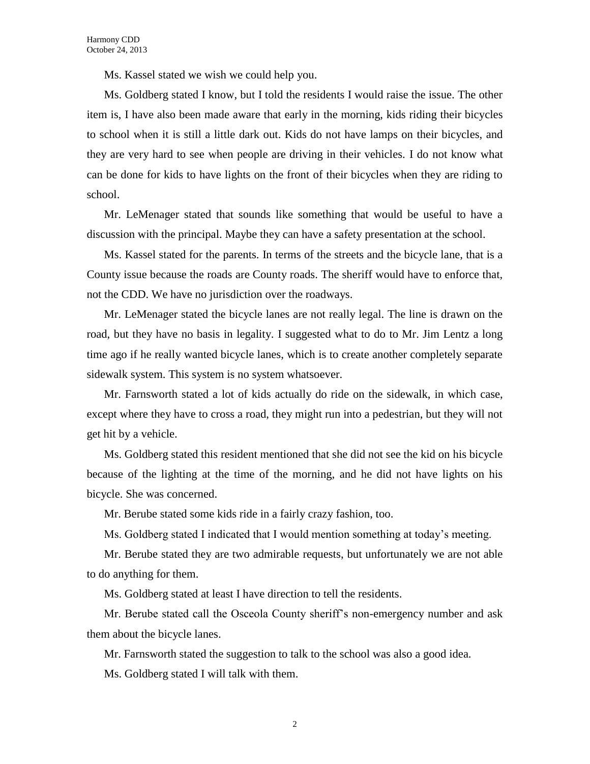Ms. Kassel stated we wish we could help you.

Ms. Goldberg stated I know, but I told the residents I would raise the issue. The other item is, I have also been made aware that early in the morning, kids riding their bicycles to school when it is still a little dark out. Kids do not have lamps on their bicycles, and they are very hard to see when people are driving in their vehicles. I do not know what can be done for kids to have lights on the front of their bicycles when they are riding to school.

Mr. LeMenager stated that sounds like something that would be useful to have a discussion with the principal. Maybe they can have a safety presentation at the school.

Ms. Kassel stated for the parents. In terms of the streets and the bicycle lane, that is a County issue because the roads are County roads. The sheriff would have to enforce that, not the CDD. We have no jurisdiction over the roadways.

Mr. LeMenager stated the bicycle lanes are not really legal. The line is drawn on the road, but they have no basis in legality. I suggested what to do to Mr. Jim Lentz a long time ago if he really wanted bicycle lanes, which is to create another completely separate sidewalk system. This system is no system whatsoever.

Mr. Farnsworth stated a lot of kids actually do ride on the sidewalk, in which case, except where they have to cross a road, they might run into a pedestrian, but they will not get hit by a vehicle.

Ms. Goldberg stated this resident mentioned that she did not see the kid on his bicycle because of the lighting at the time of the morning, and he did not have lights on his bicycle. She was concerned.

Mr. Berube stated some kids ride in a fairly crazy fashion, too.

Ms. Goldberg stated I indicated that I would mention something at today's meeting.

Mr. Berube stated they are two admirable requests, but unfortunately we are not able to do anything for them.

Ms. Goldberg stated at least I have direction to tell the residents.

Mr. Berube stated call the Osceola County sheriff's non-emergency number and ask them about the bicycle lanes.

Mr. Farnsworth stated the suggestion to talk to the school was also a good idea.

Ms. Goldberg stated I will talk with them.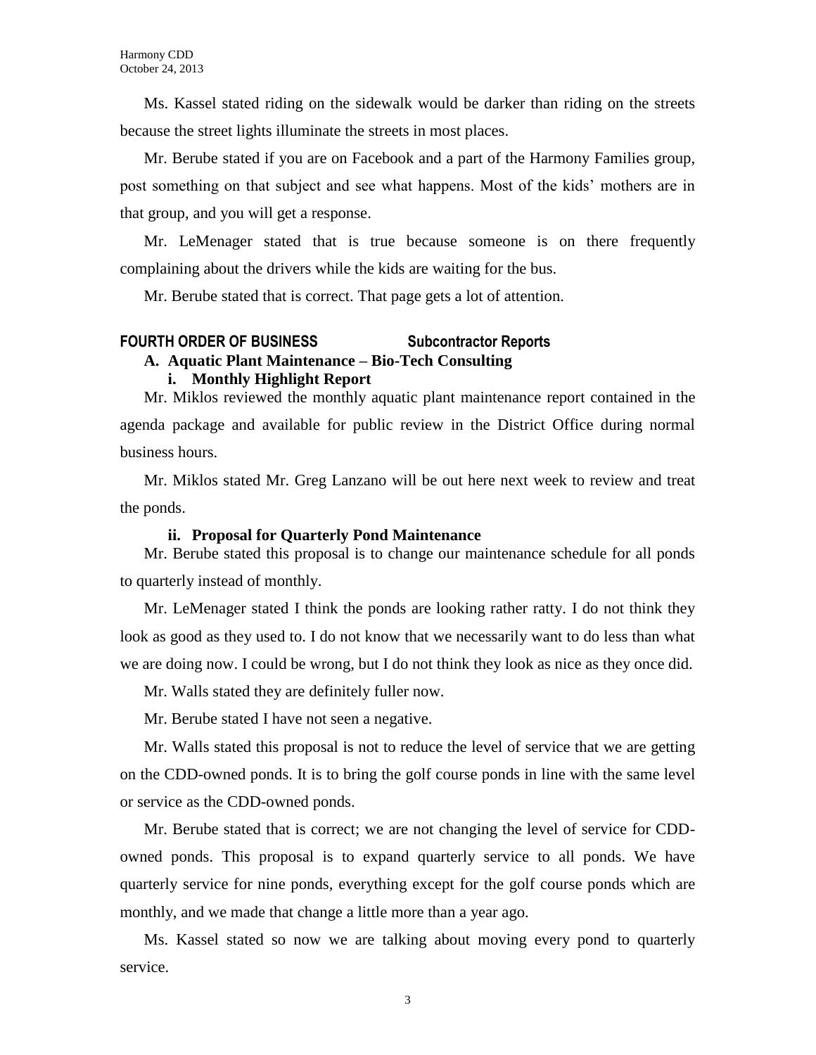Ms. Kassel stated riding on the sidewalk would be darker than riding on the streets because the street lights illuminate the streets in most places.

Mr. Berube stated if you are on Facebook and a part of the Harmony Families group, post something on that subject and see what happens. Most of the kids' mothers are in that group, and you will get a response.

Mr. LeMenager stated that is true because someone is on there frequently complaining about the drivers while the kids are waiting for the bus.

Mr. Berube stated that is correct. That page gets a lot of attention.

## FOURTH ORDER OF BUSINESS Subcontractor Reports

### A. Aquatic Plant Maintenance – Bio-Tech Consulting

#### i. Monthly Highlight Report

Mr. Miklos reviewed the monthly aquatic plant maintenance report contained in the agenda package and available for public review in the District Office during normal business hours.

Mr. Miklos stated Mr. Greg Lanzano will be out here next week to review and treat the ponds.

#### ii. Proposal for Quarterly Pond Maintenance

Mr. Berube stated this proposal is to change our maintenance schedule for all ponds to quarterly instead of monthly.

Mr. LeMenager stated I think the ponds are looking rather ratty. I do not think they look as good as they used to. I do not know that we necessarily want to do less than what we are doing now. I could be wrong, but I do not think they look as nice as they once did.

Mr. Walls stated they are definitely fuller now.

Mr. Berube stated I have not seen a negative.

Mr. Walls stated this proposal is not to reduce the level of service that we are getting on the CDD-owned ponds. It is to bring the golf course ponds in line with the same level or service as the CDD-owned ponds.

Mr. Berube stated that is correct; we are not changing the level of service for CDD-owned ponds. This proposal is to expand quarterly service to all ponds. We have quarterly service for nine ponds, everything except for the golf course ponds which are monthly, and we made that change a little more than a year ago.

Ms. Kassel stated so now we are talking about moving every pond to quarterly service.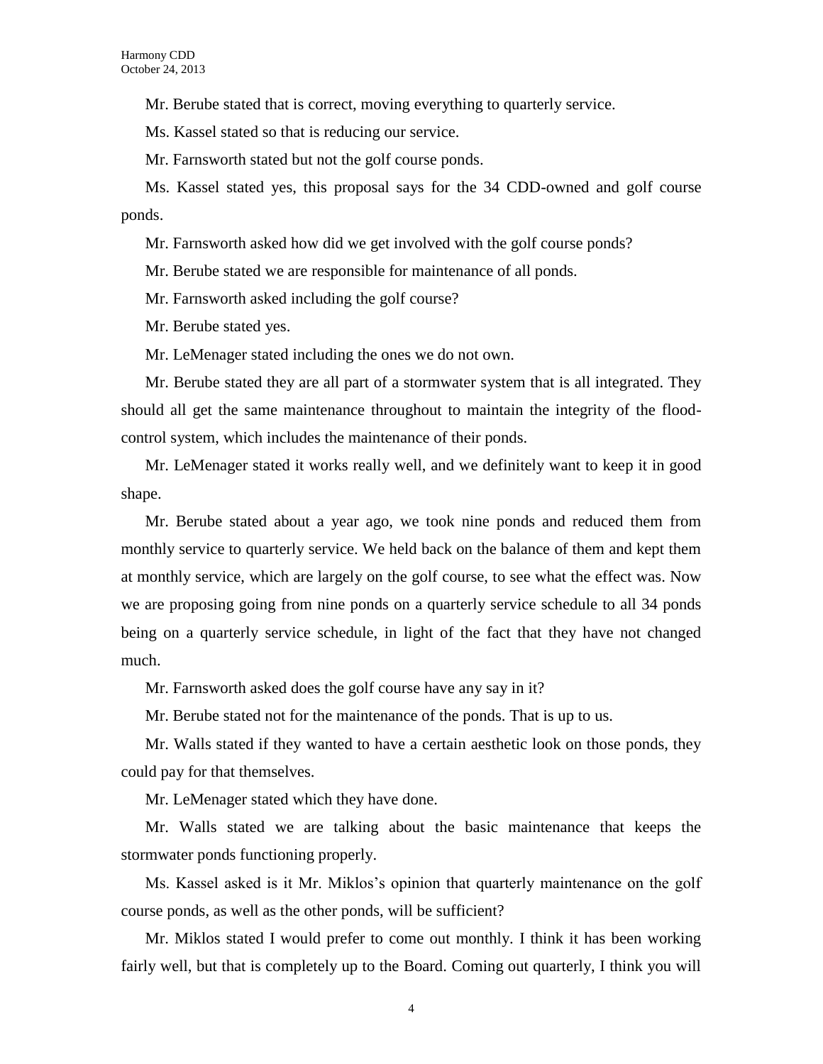Mr. Berube stated that is correct, moving everything to quarterly service.

Ms. Kassel stated so that is reducing our service.

Mr. Farnsworth stated but not the golf course ponds.

Ms. Kassel stated yes, this proposal says for the 34 CDD-owned and golf course ponds.

Mr. Farnsworth asked how did we get involved with the golf course ponds?

Mr. Berube stated we are responsible for maintenance of all ponds.

Mr. Farnsworth asked including the golf course?

Mr. Berube stated yes.

Mr. LeMenager stated including the ones we do not own.

Mr. Berube stated they are all part of a stormwater system that is all integrated. They should all get the same maintenance throughout to maintain the integrity of the flood-control system, which includes the maintenance of their ponds.

Mr. LeMenager stated it works really well, and we definitely want to keep it in good shape.

Mr. Berube stated about a year ago, we took nine ponds and reduced them from monthly service to quarterly service. We held back on the balance of them and kept them at monthly service, which are largely on the golf course, to see what the effect was. Now we are proposing going from nine ponds on a quarterly service schedule to all 34 ponds being on a quarterly service schedule, in light of the fact that they have not changed much.

Mr. Farnsworth asked does the golf course have any say in it?

Mr. Berube stated not for the maintenance of the ponds. That is up to us.

Mr. Walls stated if they wanted to have a certain aesthetic look on those ponds, they could pay for that themselves.

Mr. LeMenager stated which they have done.

Mr. Walls stated we are talking about the basic maintenance that keeps the stormwater ponds functioning properly.

Ms. Kassel asked is it Mr. Miklos's opinion that quarterly maintenance on the golf course ponds, as well as the other ponds, will be sufficient?

Mr. Miklos stated I would prefer to come out monthly. I think it has been working fairly well, but that is completely up to the Board. Coming out quarterly, I think you will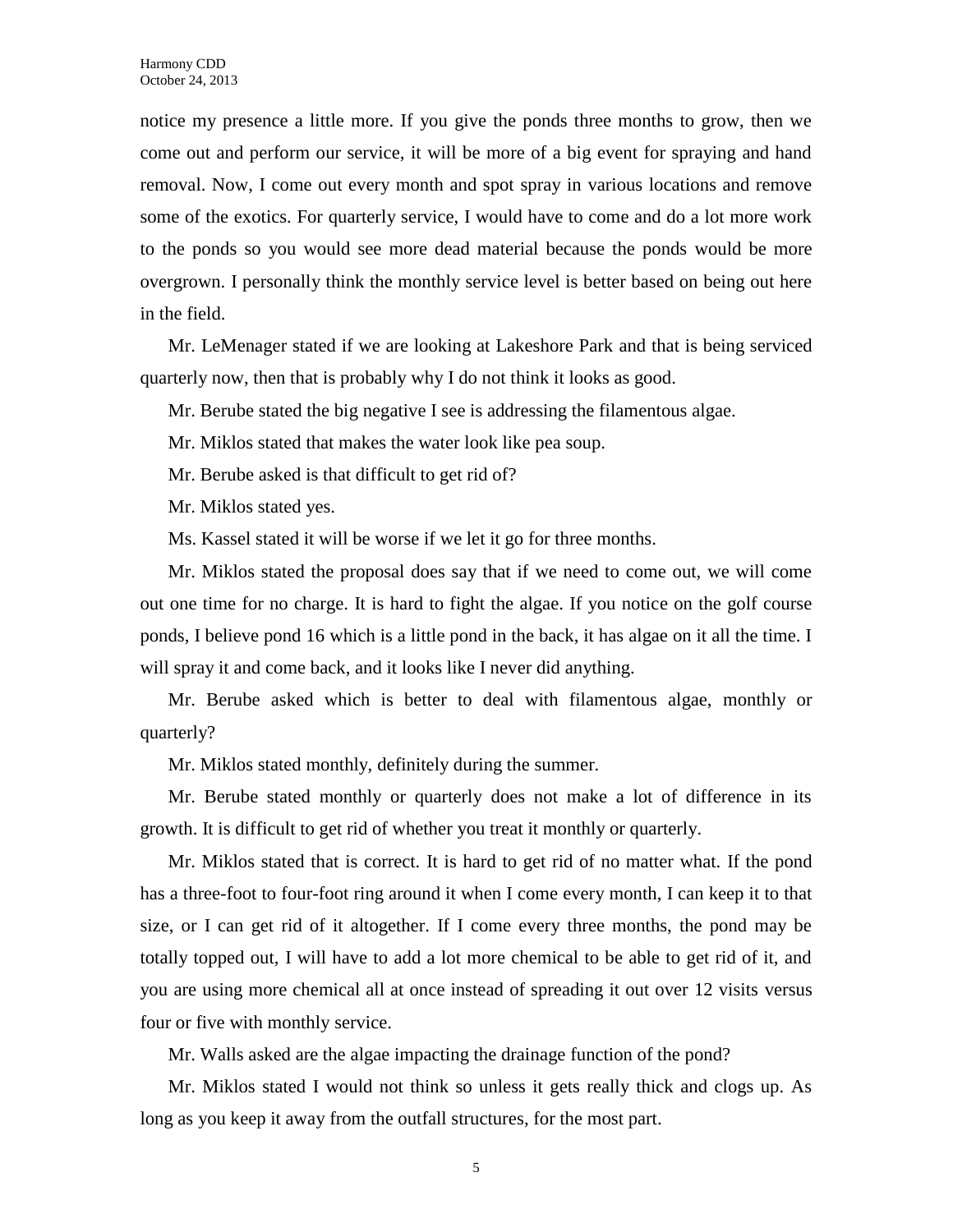notice my presence a little more. If you give the ponds three months to grow, then we come out and perform our service, it will be more of a big event for spraying and hand removal. Now, I come out every month and spot spray in various locations and remove some of the exotics. For quarterly service, I would have to come and do a lot more work to the ponds so you would see more dead material because the ponds would be more overgrown. I personally think the monthly service level is better based on being out here in the field.

Mr. LeMenager stated if we are looking at Lakeshore Park and that is being serviced quarterly now, then that is probably why I do not think it looks as good.

Mr. Berube stated the big negative I see is addressing the filamentous algae.

Mr. Miklos stated that makes the water look like pea soup.

Mr. Berube asked is that difficult to get rid of?

Mr. Miklos stated yes.

Ms. Kassel stated it will be worse if we let it go for three months.

Mr. Miklos stated the proposal does say that if we need to come out, we will come out one time for no charge. It is hard to fight the algae. If you notice on the golf course ponds, I believe pond 16 which is a little pond in the back, it has algae on it all the time. I will spray it and come back, and it looks like I never did anything.

Mr. Berube asked which is better to deal with filamentous algae, monthly or quarterly?

Mr. Miklos stated monthly, definitely during the summer.

Mr. Berube stated monthly or quarterly does not make a lot of difference in its growth. It is difficult to get rid of whether you treat it monthly or quarterly.

Mr. Miklos stated that is correct. It is hard to get rid of no matter what. If the pond has a three-foot to four-foot ring around it when I come every month, I can keep it to that size, or I can get rid of it altogether. If I come every three months, the pond may be totally topped out, I will have to add a lot more chemical to be able to get rid of it, and you are using more chemical all at once instead of spreading it out over 12 visits versus four or five with monthly service.

Mr. Walls asked are the algae impacting the drainage function of the pond?

Mr. Miklos stated I would not think so unless it gets really thick and clogs up. As long as you keep it away from the outfall structures, for the most part.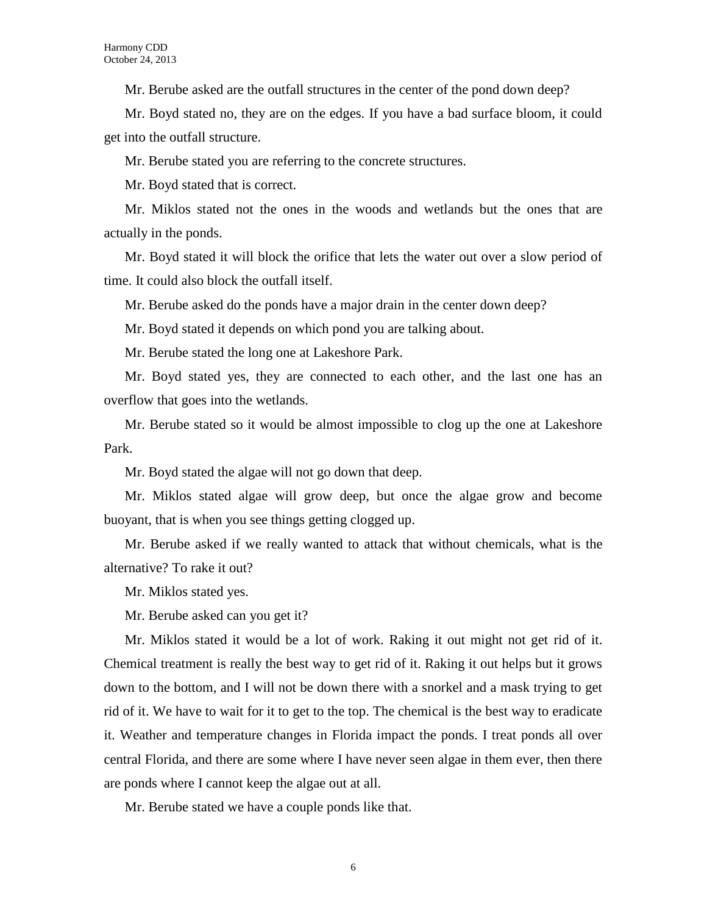Mr. Berube asked are the outfall structures in the center of the pond down deep?

Mr. Boyd stated no, they are on the edges. If you have a bad surface bloom, it could get into the outfall structure.

Mr. Berube stated you are referring to the concrete structures.

Mr. Boyd stated that is correct.

Mr. Miklos stated not the ones in the woods and wetlands but the ones that are actually in the ponds.

Mr. Boyd stated it will block the orifice that lets the water out over a slow period of time. It could also block the outfall itself.

Mr. Berube asked do the ponds have a major drain in the center down deep?

Mr. Boyd stated it depends on which pond you are talking about.

Mr. Berube stated the long one at Lakeshore Park.

Mr. Boyd stated yes, they are connected to each other, and the last one has an overflow that goes into the wetlands.

Mr. Berube stated so it would be almost impossible to clog up the one at Lakeshore Park.

Mr. Boyd stated the algae will not go down that deep.

Mr. Miklos stated algae will grow deep, but once the algae grow and become buoyant, that is when you see things getting clogged up.

Mr. Berube asked if we really wanted to attack that without chemicals, what is the alternative? To rake it out?

Mr. Miklos stated yes.

Mr. Berube asked can you get it?

Mr. Miklos stated it would be a lot of work. Raking it out might not get rid of it. Chemical treatment is really the best way to get rid of it. Raking it out helps but it grows down to the bottom, and I will not be down there with a snorkel and a mask trying to get rid of it. We have to wait for it to get to the top. The chemical is the best way to eradicate it. Weather and temperature changes in Florida impact the ponds. I treat ponds all over central Florida, and there are some where I have never seen algae in them ever, then there are ponds where I cannot keep the algae out at all.

Mr. Berube stated we have a couple ponds like that.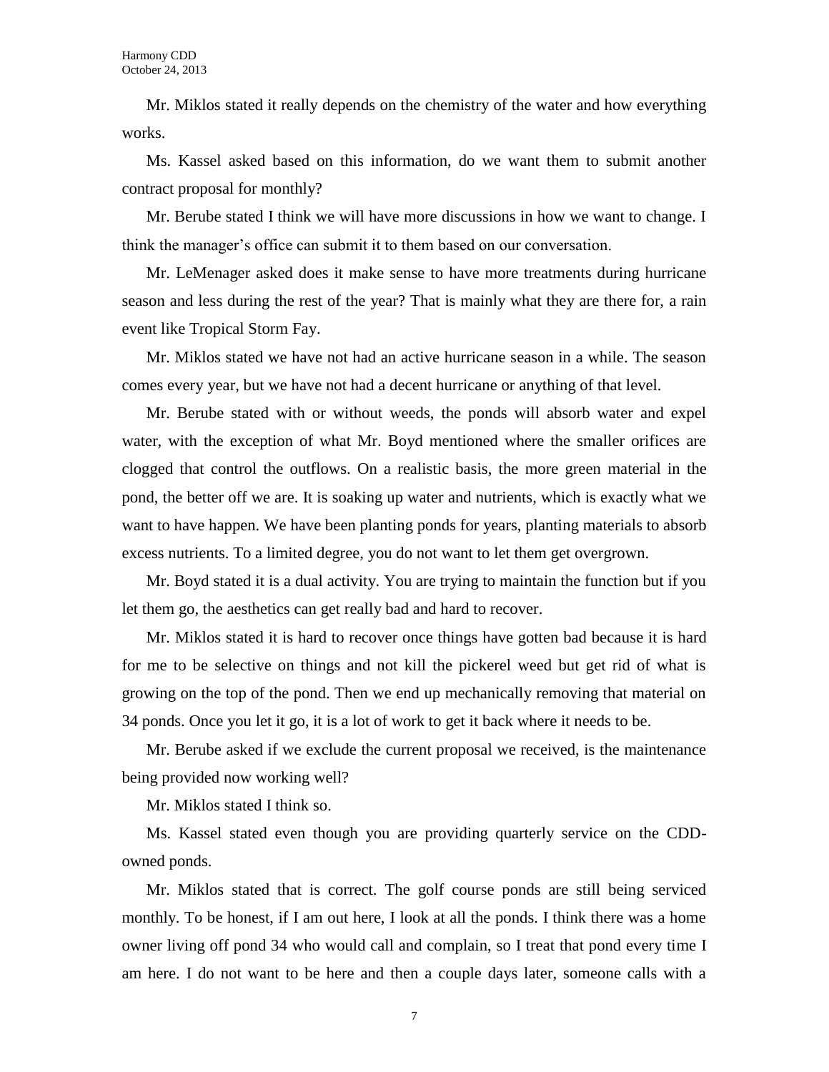Mr. Miklos stated it really depends on the chemistry of the water and how everything works.

Ms. Kassel asked based on this information, do we want them to submit another contract proposal for monthly?

Mr. Berube stated I think we will have more discussions in how we want to change. I think the manager's office can submit it to them based on our conversation.

Mr. LeMenager asked does it make sense to have more treatments during hurricane season and less during the rest of the year? That is mainly what they are there for, a rain event like Tropical Storm Fay.

Mr. Miklos stated we have not had an active hurricane season in a while. The season comes every year, but we have not had a decent hurricane or anything of that level.

Mr. Berube stated with or without weeds, the ponds will absorb water and expel water, with the exception of what Mr. Boyd mentioned where the smaller orifices are clogged that control the outflows. On a realistic basis, the more green material in the pond, the better off we are. It is soaking up water and nutrients, which is exactly what we want to have happen. We have been planting ponds for years, planting materials to absorb excess nutrients. To a limited degree, you do not want to let them get overgrown.

Mr. Boyd stated it is a dual activity. You are trying to maintain the function but if you let them go, the aesthetics can get really bad and hard to recover.

Mr. Miklos stated it is hard to recover once things have gotten bad because it is hard for me to be selective on things and not kill the pickerel weed but get rid of what is growing on the top of the pond. Then we end up mechanically removing that material on 34 ponds. Once you let it go, it is a lot of work to get it back where it needs to be.

Mr. Berube asked if we exclude the current proposal we received, is the maintenance being provided now working well?

Mr. Miklos stated I think so.

Ms. Kassel stated even though you are providing quarterly service on the CDD-owned ponds.

Mr. Miklos stated that is correct. The golf course ponds are still being serviced monthly. To be honest, if I am out here, I look at all the ponds. I think there was a home owner living off pond 34 who would call and complain, so I treat that pond every time I am here. I do not want to be here and then a couple days later, someone calls with a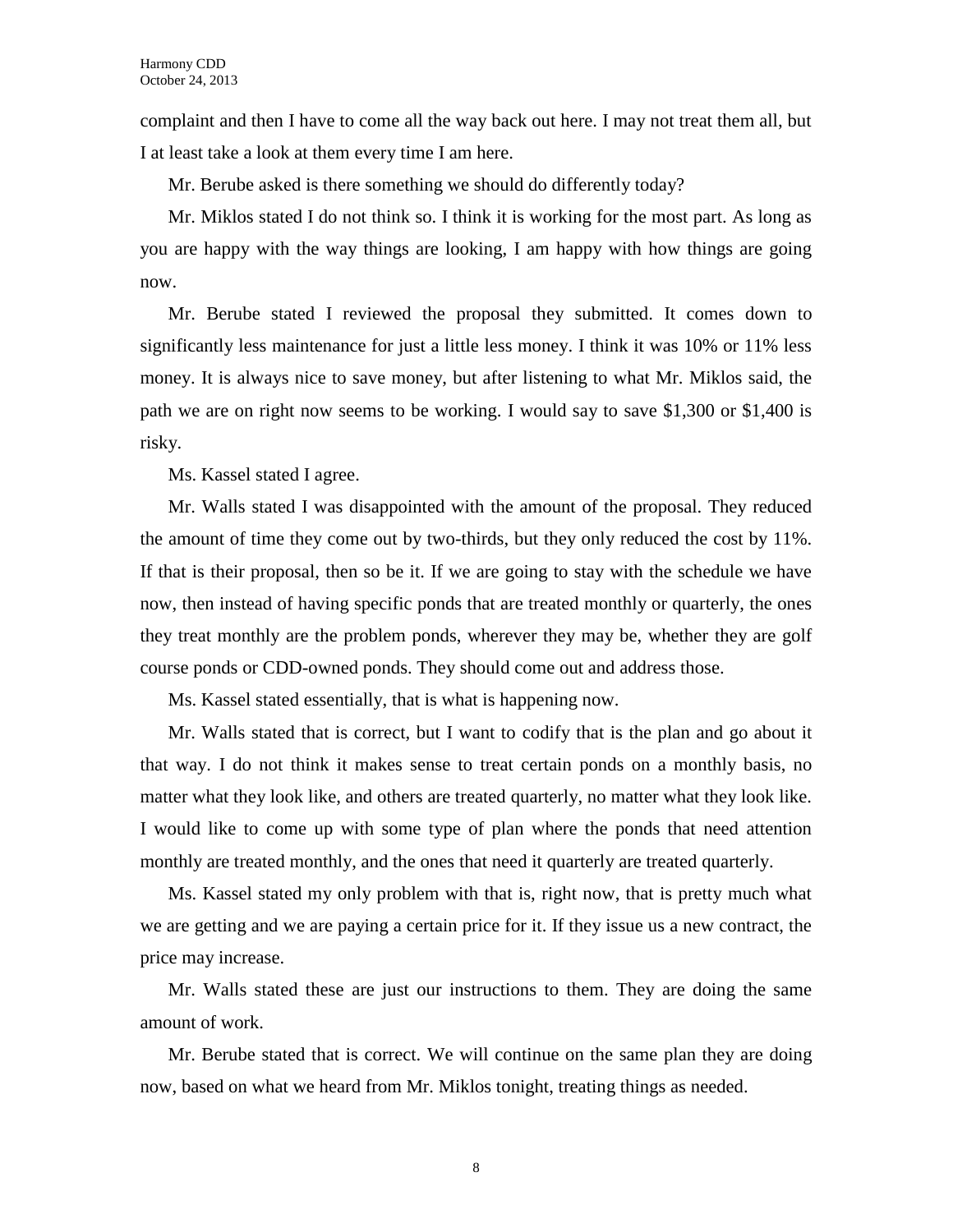complaint and then I have to come all the way back out here. I may not treat them all, but I at least take a look at them every time I am here.

Mr. Berube asked is there something we should do differently today?

Mr. Miklos stated I do not think so. I think it is working for the most part. As long as you are happy with the way things are looking, I am happy with how things are going now.

Mr. Berube stated I reviewed the proposal they submitted. It comes down to significantly less maintenance for just a little less money. I think it was 10% or 11% less money. It is always nice to save money, but after listening to what Mr. Miklos said, the path we are on right now seems to be working. I would say to save $1,300 or $1,400 is risky.

Ms. Kassel stated I agree.

Mr. Walls stated I was disappointed with the amount of the proposal. They reduced the amount of time they come out by two-thirds, but they only reduced the cost by 11%. If that is their proposal, then so be it. If we are going to stay with the schedule we have now, then instead of having specific ponds that are treated monthly or quarterly, the ones they treat monthly are the problem ponds, wherever they may be, whether they are golf course ponds or CDD-owned ponds. They should come out and address those.

Ms. Kassel stated essentially, that is what is happening now.

Mr. Walls stated that is correct, but I want to codify that is the plan and go about it that way. I do not think it makes sense to treat certain ponds on a monthly basis, no matter what they look like, and others are treated quarterly, no matter what they look like. I would like to come up with some type of plan where the ponds that need attention monthly are treated monthly, and the ones that need it quarterly are treated quarterly.

Ms. Kassel stated my only problem with that is, right now, that is pretty much what we are getting and we are paying a certain price for it. If they issue us a new contract, the price may increase.

Mr. Walls stated these are just our instructions to them. They are doing the same amount of work.

Mr. Berube stated that is correct. We will continue on the same plan they are doing now, based on what we heard from Mr. Miklos tonight, treating things as needed.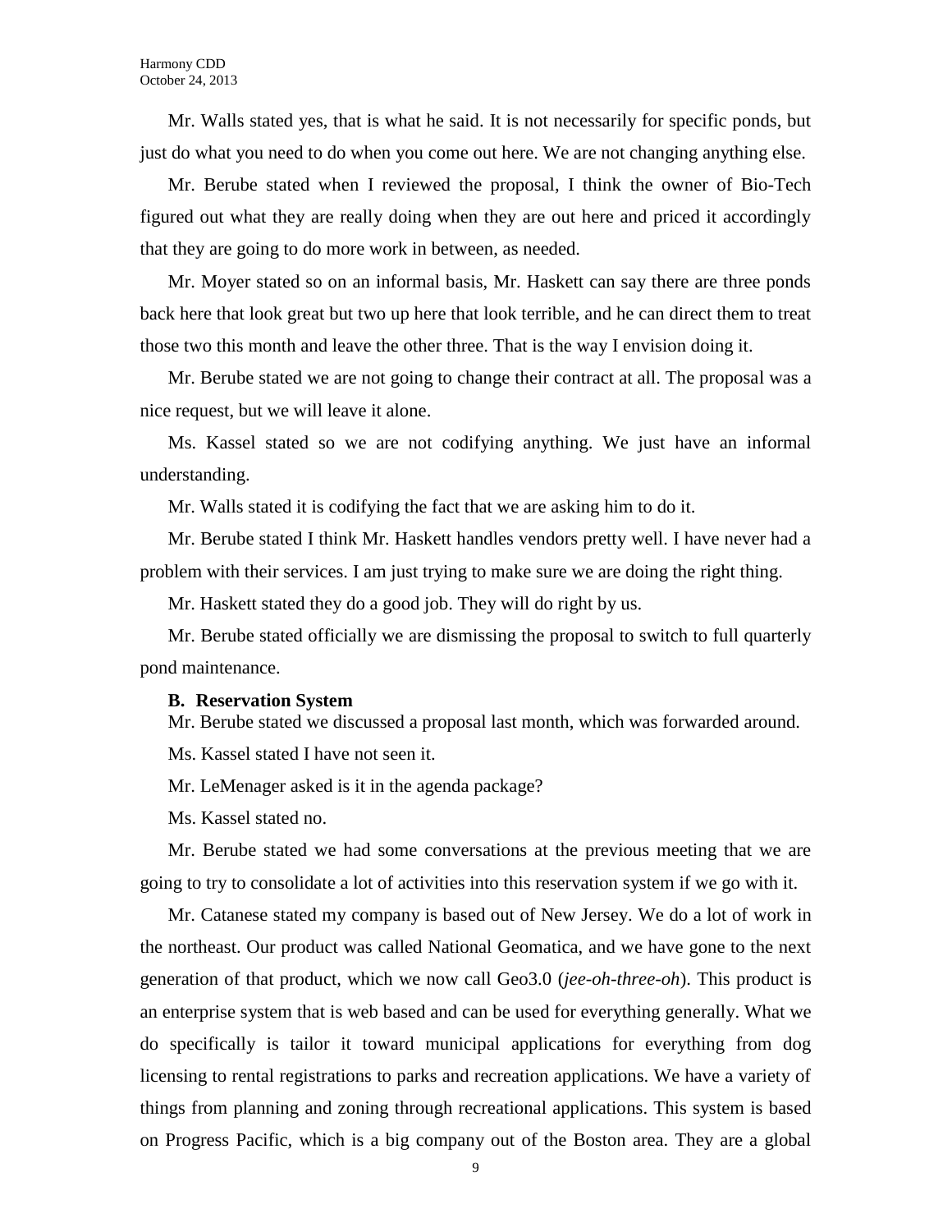Mr. Walls stated yes, that is what he said. It is not necessarily for specific ponds, but just do what you need to do when you come out here. We are not changing anything else.

Mr. Berube stated when I reviewed the proposal, I think the owner of Bio-Tech figured out what they are really doing when they are out here and priced it accordingly that they are going to do more work in between, as needed.

Mr. Moyer stated so on an informal basis, Mr. Haskett can say there are three ponds back here that look great but two up here that look terrible, and he can direct them to treat those two this month and leave the other three. That is the way I envision doing it.

Mr. Berube stated we are not going to change their contract at all. The proposal was a nice request, but we will leave it alone.

Ms. Kassel stated so we are not codifying anything. We just have an informal understanding.

Mr. Walls stated it is codifying the fact that we are asking him to do it.

Mr. Berube stated I think Mr. Haskett handles vendors pretty well. I have never had a problem with their services. I am just trying to make sure we are doing the right thing.

Mr. Haskett stated they do a good job. They will do right by us.

Mr. Berube stated officially we are dismissing the proposal to switch to full quarterly pond maintenance.

**B. Reservation System**

Mr. Berube stated we discussed a proposal last month, which was forwarded around.

Ms. Kassel stated I have not seen it.

Mr. LeMenager asked is it in the agenda package?

Ms. Kassel stated no.

Mr. Berube stated we had some conversations at the previous meeting that we are going to try to consolidate a lot of activities into this reservation system if we go with it.

Mr. Catanese stated my company is based out of New Jersey. We do a lot of work in the northeast. Our product was called National Geomatica, and we have gone to the next generation of that product, which we now call Geo3.0 (*jee-oh-three-oh*). This product is an enterprise system that is web based and can be used for everything generally. What we do specifically is tailor it toward municipal applications for everything from dog licensing to rental registrations to parks and recreation applications. We have a variety of things from planning and zoning through recreational applications. This system is based on Progress Pacific, which is a big company out of the Boston area. They are a global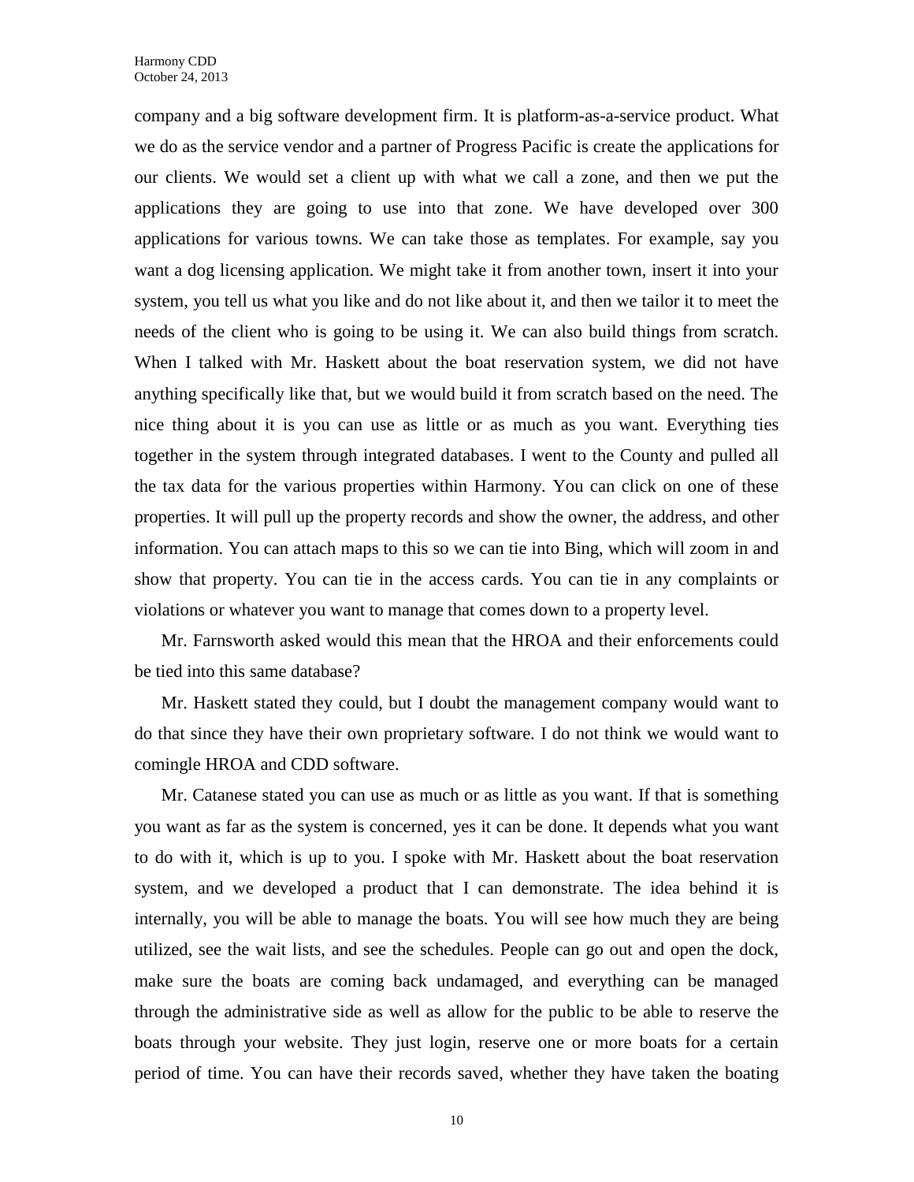company and a big software development firm. It is platform-as-a-service product. What we do as the service vendor and a partner of Progress Pacific is create the applications for our clients. We would set a client up with what we call a zone, and then we put the applications they are going to use into that zone. We have developed over 300 applications for various towns. We can take those as templates. For example, say you want a dog licensing application. We might take it from another town, insert it into your system, you tell us what you like and do not like about it, and then we tailor it to meet the needs of the client who is going to be using it. We can also build things from scratch. When I talked with Mr. Haskett about the boat reservation system, we did not have anything specifically like that, but we would build it from scratch based on the need. The nice thing about it is you can use as little or as much as you want. Everything ties together in the system through integrated databases. I went to the County and pulled all the tax data for the various properties within Harmony. You can click on one of these properties. It will pull up the property records and show the owner, the address, and other information. You can attach maps to this so we can tie into Bing, which will zoom in and show that property. You can tie in the access cards. You can tie in any complaints or violations or whatever you want to manage that comes down to a property level.

Mr. Farnsworth asked would this mean that the HROA and their enforcements could be tied into this same database?

Mr. Haskett stated they could, but I doubt the management company would want to do that since they have their own proprietary software. I do not think we would want to comingle HROA and CDD software.

Mr. Catanese stated you can use as much or as little as you want. If that is something you want as far as the system is concerned, yes it can be done. It depends what you want to do with it, which is up to you. I spoke with Mr. Haskett about the boat reservation system, and we developed a product that I can demonstrate. The idea behind it is internally, you will be able to manage the boats. You will see how much they are being utilized, see the wait lists, and see the schedules. People can go out and open the dock, make sure the boats are coming back undamaged, and everything can be managed through the administrative side as well as allow for the public to be able to reserve the boats through your website. They just login, reserve one or more boats for a certain period of time. You can have their records saved, whether they have taken the boating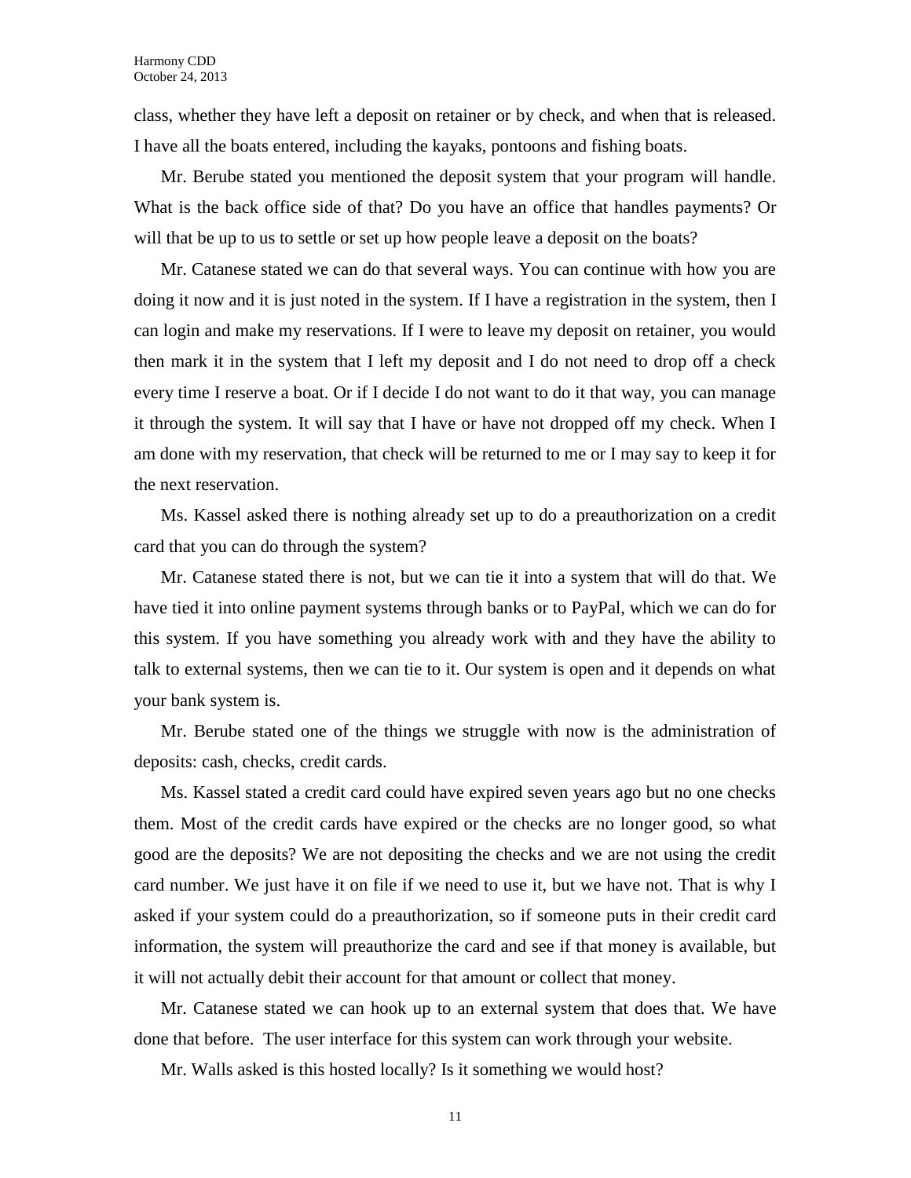class, whether they have left a deposit on retainer or by check, and when that is released. I have all the boats entered, including the kayaks, pontoons and fishing boats.

Mr. Berube stated you mentioned the deposit system that your program will handle. What is the back office side of that? Do you have an office that handles payments? Or will that be up to us to settle or set up how people leave a deposit on the boats?

Mr. Catanese stated we can do that several ways. You can continue with how you are doing it now and it is just noted in the system. If I have a registration in the system, then I can login and make my reservations. If I were to leave my deposit on retainer, you would then mark it in the system that I left my deposit and I do not need to drop off a check every time I reserve a boat. Or if I decide I do not want to do it that way, you can manage it through the system. It will say that I have or have not dropped off my check. When I am done with my reservation, that check will be returned to me or I may say to keep it for the next reservation.

Ms. Kassel asked there is nothing already set up to do a preauthorization on a credit card that you can do through the system?

Mr. Catanese stated there is not, but we can tie it into a system that will do that. We have tied it into online payment systems through banks or to PayPal, which we can do for this system. If you have something you already work with and they have the ability to talk to external systems, then we can tie to it. Our system is open and it depends on what your bank system is.

Mr. Berube stated one of the things we struggle with now is the administration of deposits: cash, checks, credit cards.

Ms. Kassel stated a credit card could have expired seven years ago but no one checks them. Most of the credit cards have expired or the checks are no longer good, so what good are the deposits? We are not depositing the checks and we are not using the credit card number. We just have it on file if we need to use it, but we have not. That is why I asked if your system could do a preauthorization, so if someone puts in their credit card information, the system will preauthorize the card and see if that money is available, but it will not actually debit their account for that amount or collect that money.

Mr. Catanese stated we can hook up to an external system that does that. We have done that before. The user interface for this system can work through your website.

Mr. Walls asked is this hosted locally? Is it something we would host?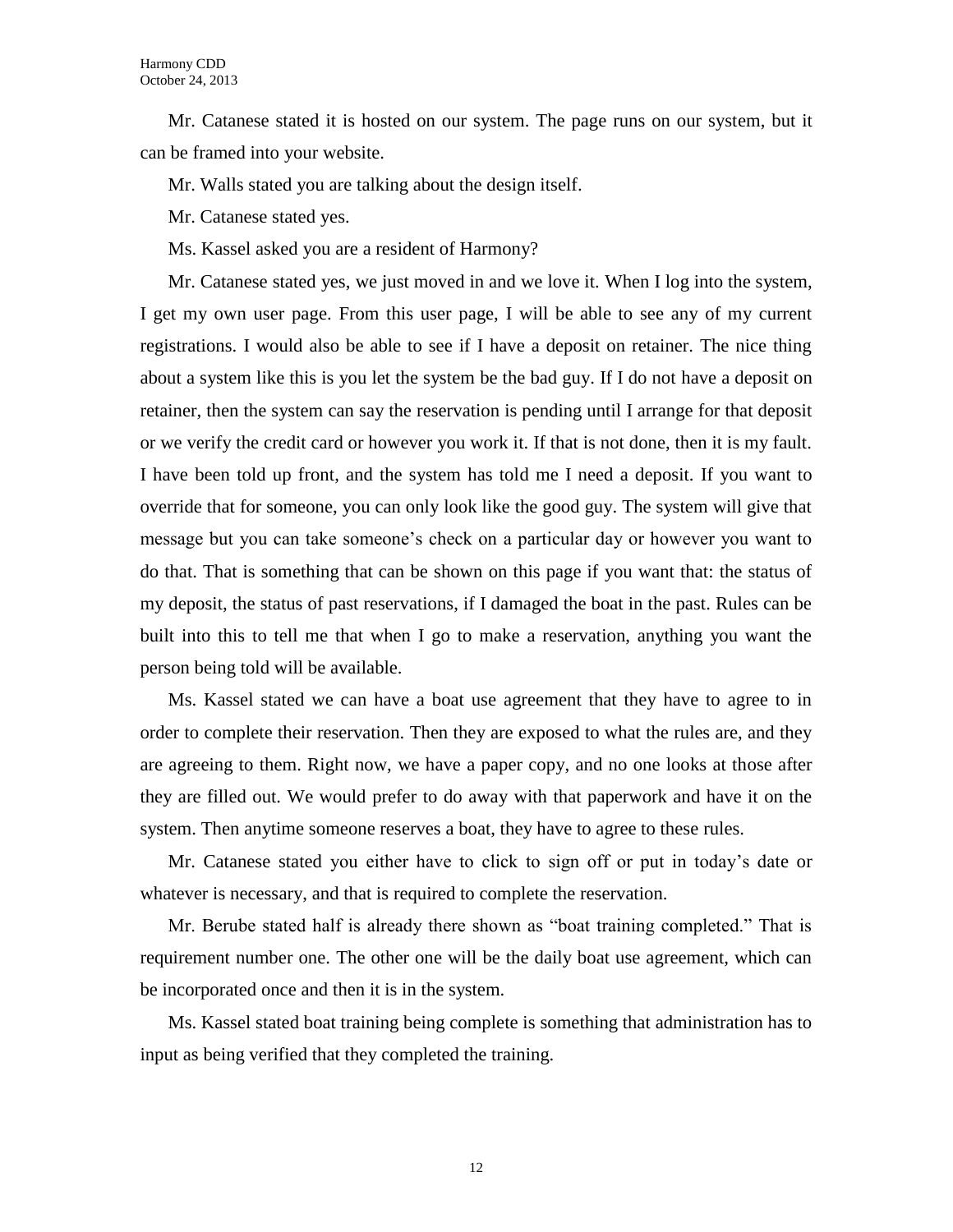Mr. Catanese stated it is hosted on our system. The page runs on our system, but it can be framed into your website.

Mr. Walls stated you are talking about the design itself.

Mr. Catanese stated yes.

Ms. Kassel asked you are a resident of Harmony?

Mr. Catanese stated yes, we just moved in and we love it. When I log into the system, I get my own user page. From this user page, I will be able to see any of my current registrations. I would also be able to see if I have a deposit on retainer. The nice thing about a system like this is you let the system be the bad guy. If I do not have a deposit on retainer, then the system can say the reservation is pending until I arrange for that deposit or we verify the credit card or however you work it. If that is not done, then it is my fault. I have been told up front, and the system has told me I need a deposit. If you want to override that for someone, you can only look like the good guy. The system will give that message but you can take someone's check on a particular day or however you want to do that. That is something that can be shown on this page if you want that: the status of my deposit, the status of past reservations, if I damaged the boat in the past. Rules can be built into this to tell me that when I go to make a reservation, anything you want the person being told will be available.

Ms. Kassel stated we can have a boat use agreement that they have to agree to in order to complete their reservation. Then they are exposed to what the rules are, and they are agreeing to them. Right now, we have a paper copy, and no one looks at those after they are filled out. We would prefer to do away with that paperwork and have it on the system. Then anytime someone reserves a boat, they have to agree to these rules.

Mr. Catanese stated you either have to click to sign off or put in today's date or whatever is necessary, and that is required to complete the reservation.

Mr. Berube stated half is already there shown as "boat training completed." That is requirement number one. The other one will be the daily boat use agreement, which can be incorporated once and then it is in the system.

Ms. Kassel stated boat training being complete is something that administration has to input as being verified that they completed the training.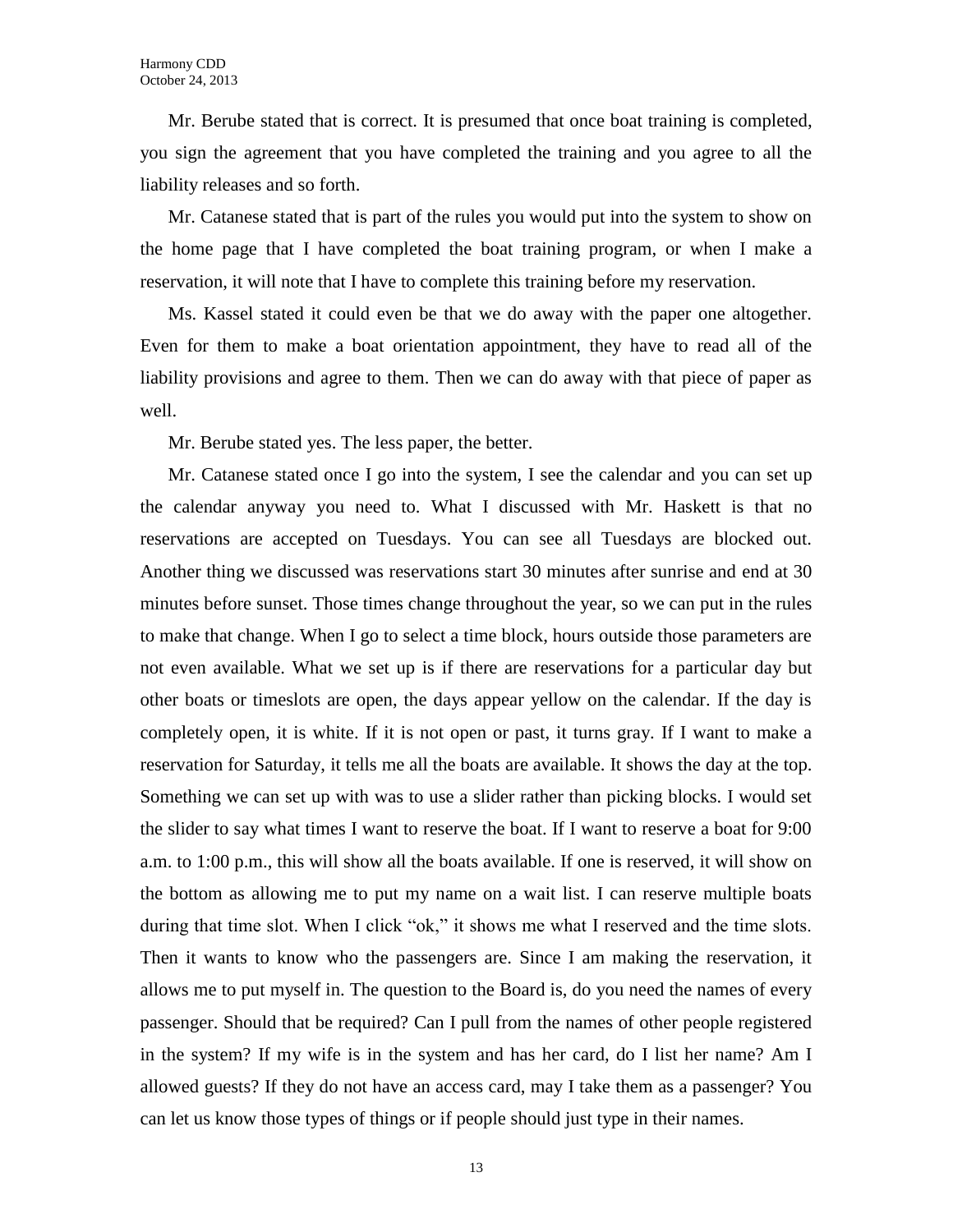Mr. Berube stated that is correct. It is presumed that once boat training is completed, you sign the agreement that you have completed the training and you agree to all the liability releases and so forth.

Mr. Catanese stated that is part of the rules you would put into the system to show on the home page that I have completed the boat training program, or when I make a reservation, it will note that I have to complete this training before my reservation.

Ms. Kassel stated it could even be that we do away with the paper one altogether. Even for them to make a boat orientation appointment, they have to read all of the liability provisions and agree to them. Then we can do away with that piece of paper as well.

Mr. Berube stated yes. The less paper, the better.

Mr. Catanese stated once I go into the system, I see the calendar and you can set up the calendar anyway you need to. What I discussed with Mr. Haskett is that no reservations are accepted on Tuesdays. You can see all Tuesdays are blocked out. Another thing we discussed was reservations start 30 minutes after sunrise and end at 30 minutes before sunset. Those times change throughout the year, so we can put in the rules to make that change. When I go to select a time block, hours outside those parameters are not even available. What we set up is if there are reservations for a particular day but other boats or timeslots are open, the days appear yellow on the calendar. If the day is completely open, it is white. If it is not open or past, it turns gray. If I want to make a reservation for Saturday, it tells me all the boats are available. It shows the day at the top. Something we can set up with was to use a slider rather than picking blocks. I would set the slider to say what times I want to reserve the boat. If I want to reserve a boat for 9:00 a.m. to 1:00 p.m., this will show all the boats available. If one is reserved, it will show on the bottom as allowing me to put my name on a wait list. I can reserve multiple boats during that time slot. When I click "ok," it shows me what I reserved and the time slots. Then it wants to know who the passengers are. Since I am making the reservation, it allows me to put myself in. The question to the Board is, do you need the names of every passenger. Should that be required? Can I pull from the names of other people registered in the system? If my wife is in the system and has her card, do I list her name? Am I allowed guests? If they do not have an access card, may I take them as a passenger? You can let us know those types of things or if people should just type in their names.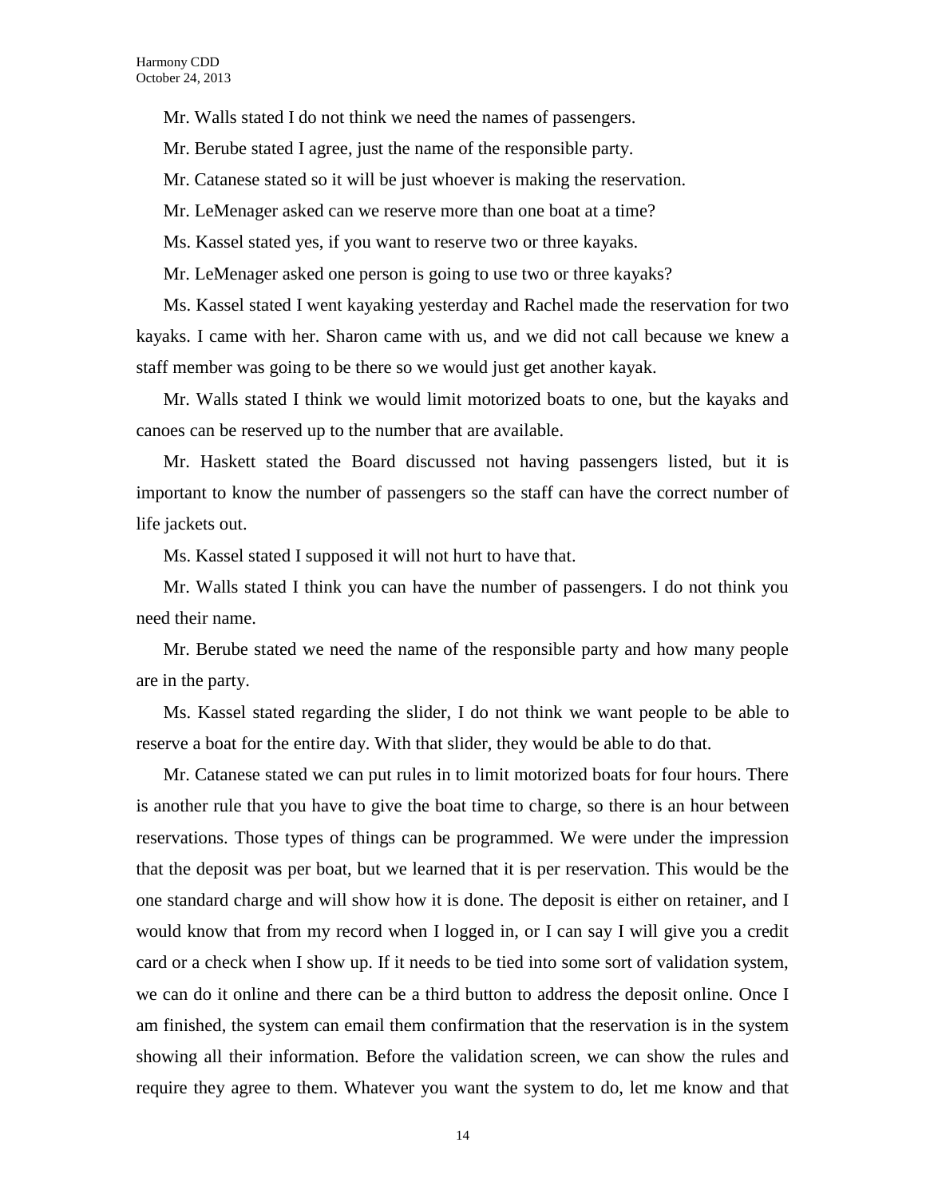Mr. Walls stated I do not think we need the names of passengers.

Mr. Berube stated I agree, just the name of the responsible party.

Mr. Catanese stated so it will be just whoever is making the reservation.

Mr. LeMenager asked can we reserve more than one boat at a time?

Ms. Kassel stated yes, if you want to reserve two or three kayaks.

Mr. LeMenager asked one person is going to use two or three kayaks?

Ms. Kassel stated I went kayaking yesterday and Rachel made the reservation for two kayaks. I came with her. Sharon came with us, and we did not call because we knew a staff member was going to be there so we would just get another kayak.

Mr. Walls stated I think we would limit motorized boats to one, but the kayaks and canoes can be reserved up to the number that are available.

Mr. Haskett stated the Board discussed not having passengers listed, but it is important to know the number of passengers so the staff can have the correct number of life jackets out.

Ms. Kassel stated I supposed it will not hurt to have that.

Mr. Walls stated I think you can have the number of passengers. I do not think you need their name.

Mr. Berube stated we need the name of the responsible party and how many people are in the party.

Ms. Kassel stated regarding the slider, I do not think we want people to be able to reserve a boat for the entire day. With that slider, they would be able to do that.

Mr. Catanese stated we can put rules in to limit motorized boats for four hours. There is another rule that you have to give the boat time to charge, so there is an hour between reservations. Those types of things can be programmed. We were under the impression that the deposit was per boat, but we learned that it is per reservation. This would be the one standard charge and will show how it is done. The deposit is either on retainer, and I would know that from my record when I logged in, or I can say I will give you a credit card or a check when I show up. If it needs to be tied into some sort of validation system, we can do it online and there can be a third button to address the deposit online. Once I am finished, the system can email them confirmation that the reservation is in the system showing all their information. Before the validation screen, we can show the rules and require they agree to them. Whatever you want the system to do, let me know and that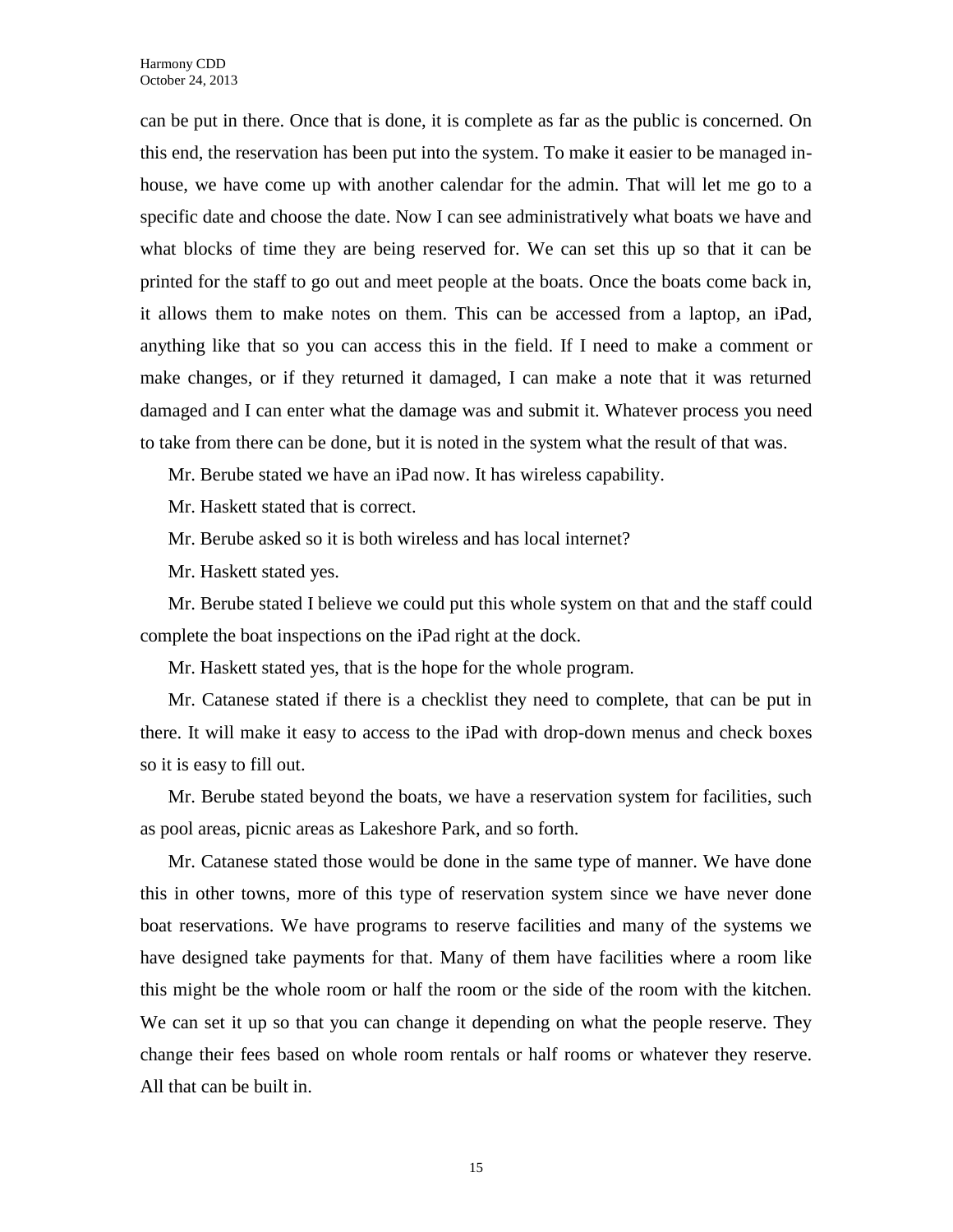can be put in there. Once that is done, it is complete as far as the public is concerned. On this end, the reservation has been put into the system. To make it easier to be managed in-house, we have come up with another calendar for the admin. That will let me go to a specific date and choose the date. Now I can see administratively what boats we have and what blocks of time they are being reserved for. We can set this up so that it can be printed for the staff to go out and meet people at the boats. Once the boats come back in, it allows them to make notes on them. This can be accessed from a laptop, an iPad, anything like that so you can access this in the field. If I need to make a comment or make changes, or if they returned it damaged, I can make a note that it was returned damaged and I can enter what the damage was and submit it. Whatever process you need to take from there can be done, but it is noted in the system what the result of that was.

Mr. Berube stated we have an iPad now. It has wireless capability.

Mr. Haskett stated that is correct.

Mr. Berube asked so it is both wireless and has local internet?

Mr. Haskett stated yes.

Mr. Berube stated I believe we could put this whole system on that and the staff could complete the boat inspections on the iPad right at the dock.

Mr. Haskett stated yes, that is the hope for the whole program.

Mr. Catanese stated if there is a checklist they need to complete, that can be put in there. It will make it easy to access to the iPad with drop-down menus and check boxes so it is easy to fill out.

Mr. Berube stated beyond the boats, we have a reservation system for facilities, such as pool areas, picnic areas as Lakeshore Park, and so forth.

Mr. Catanese stated those would be done in the same type of manner. We have done this in other towns, more of this type of reservation system since we have never done boat reservations. We have programs to reserve facilities and many of the systems we have designed take payments for that. Many of them have facilities where a room like this might be the whole room or half the room or the side of the room with the kitchen. We can set it up so that you can change it depending on what the people reserve. They change their fees based on whole room rentals or half rooms or whatever they reserve. All that can be built in.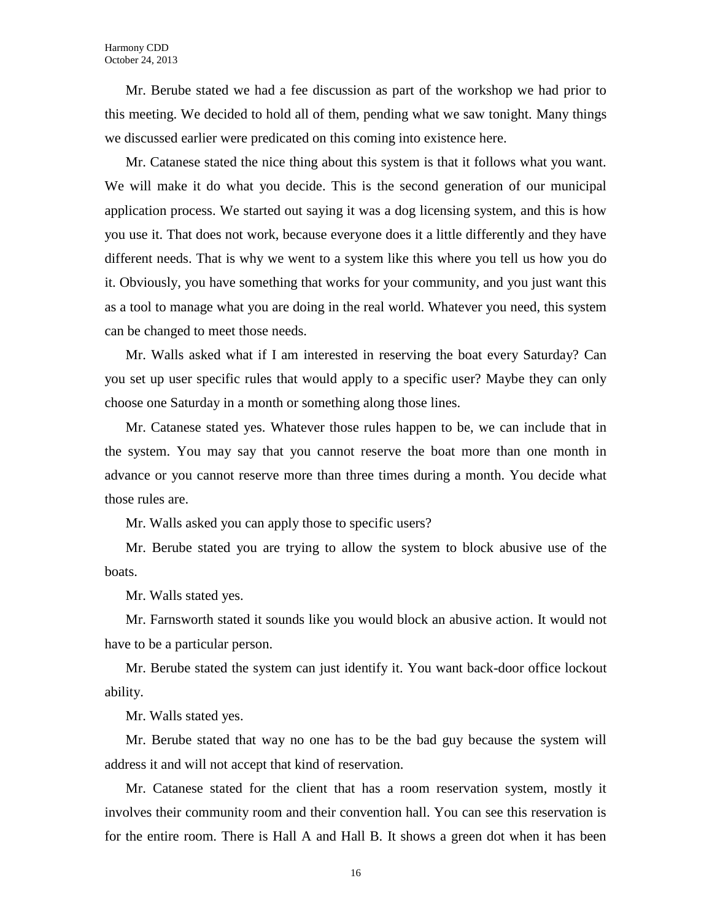Mr. Berube stated we had a fee discussion as part of the workshop we had prior to this meeting. We decided to hold all of them, pending what we saw tonight. Many things we discussed earlier were predicated on this coming into existence here.

Mr. Catanese stated the nice thing about this system is that it follows what you want. We will make it do what you decide. This is the second generation of our municipal application process. We started out saying it was a dog licensing system, and this is how you use it. That does not work, because everyone does it a little differently and they have different needs. That is why we went to a system like this where you tell us how you do it. Obviously, you have something that works for your community, and you just want this as a tool to manage what you are doing in the real world. Whatever you need, this system can be changed to meet those needs.

Mr. Walls asked what if I am interested in reserving the boat every Saturday? Can you set up user specific rules that would apply to a specific user? Maybe they can only choose one Saturday in a month or something along those lines.

Mr. Catanese stated yes. Whatever those rules happen to be, we can include that in the system. You may say that you cannot reserve the boat more than one month in advance or you cannot reserve more than three times during a month. You decide what those rules are.

Mr. Walls asked you can apply those to specific users?

Mr. Berube stated you are trying to allow the system to block abusive use of the boats.

Mr. Walls stated yes.

Mr. Farnsworth stated it sounds like you would block an abusive action. It would not have to be a particular person.

Mr. Berube stated the system can just identify it. You want back-door office lockout ability.

Mr. Walls stated yes.

Mr. Berube stated that way no one has to be the bad guy because the system will address it and will not accept that kind of reservation.

Mr. Catanese stated for the client that has a room reservation system, mostly it involves their community room and their convention hall. You can see this reservation is for the entire room. There is Hall A and Hall B. It shows a green dot when it has been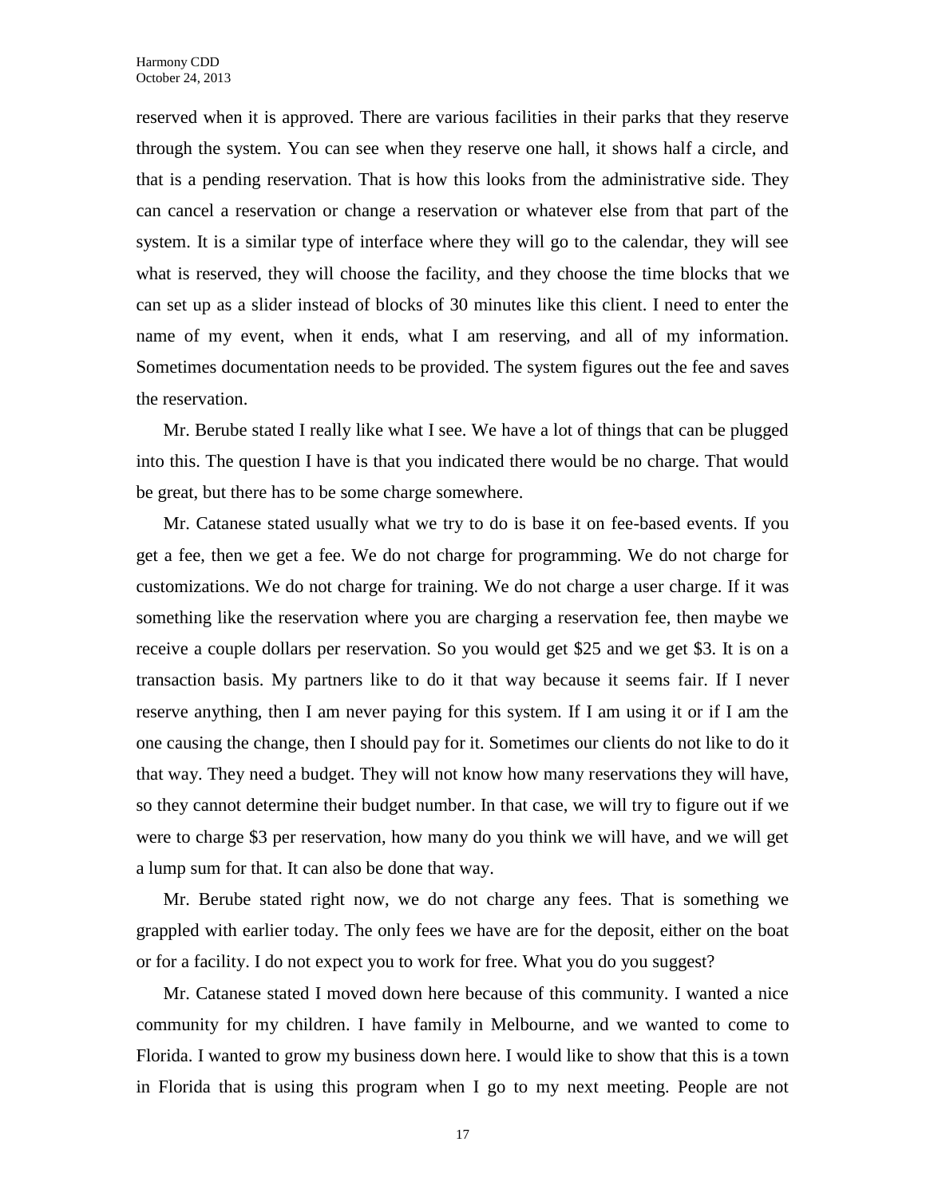reserved when it is approved. There are various facilities in their parks that they reserve through the system. You can see when they reserve one hall, it shows half a circle, and that is a pending reservation. That is how this looks from the administrative side. They can cancel a reservation or change a reservation or whatever else from that part of the system. It is a similar type of interface where they will go to the calendar, they will see what is reserved, they will choose the facility, and they choose the time blocks that we can set up as a slider instead of blocks of 30 minutes like this client. I need to enter the name of my event, when it ends, what I am reserving, and all of my information. Sometimes documentation needs to be provided. The system figures out the fee and saves the reservation.

Mr. Berube stated I really like what I see. We have a lot of things that can be plugged into this. The question I have is that you indicated there would be no charge. That would be great, but there has to be some charge somewhere.

Mr. Catanese stated usually what we try to do is base it on fee-based events. If you get a fee, then we get a fee. We do not charge for programming. We do not charge for customizations. We do not charge for training. We do not charge a user charge. If it was something like the reservation where you are charging a reservation fee, then maybe we receive a couple dollars per reservation. So you would get $25 and we get $3. It is on a transaction basis. My partners like to do it that way because it seems fair. If I never reserve anything, then I am never paying for this system. If I am using it or if I am the one causing the change, then I should pay for it. Sometimes our clients do not like to do it that way. They need a budget. They will not know how many reservations they will have, so they cannot determine their budget number. In that case, we will try to figure out if we were to charge $3 per reservation, how many do you think we will have, and we will get a lump sum for that. It can also be done that way.

Mr. Berube stated right now, we do not charge any fees. That is something we grappled with earlier today. The only fees we have are for the deposit, either on the boat or for a facility. I do not expect you to work for free. What you do you suggest?

Mr. Catanese stated I moved down here because of this community. I wanted a nice community for my children. I have family in Melbourne, and we wanted to come to Florida. I wanted to grow my business down here. I would like to show that this is a town in Florida that is using this program when I go to my next meeting. People are not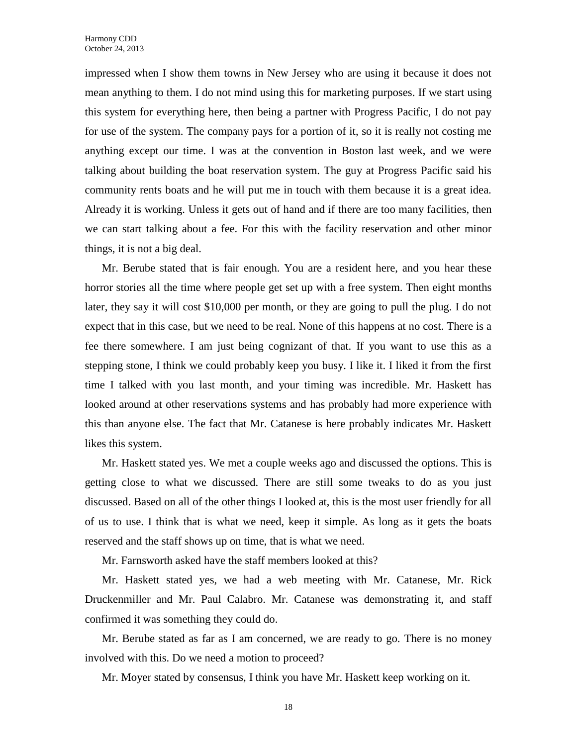impressed when I show them towns in New Jersey who are using it because it does not mean anything to them. I do not mind using this for marketing purposes. If we start using this system for everything here, then being a partner with Progress Pacific, I do not pay for use of the system. The company pays for a portion of it, so it is really not costing me anything except our time. I was at the convention in Boston last week, and we were talking about building the boat reservation system. The guy at Progress Pacific said his community rents boats and he will put me in touch with them because it is a great idea. Already it is working. Unless it gets out of hand and if there are too many facilities, then we can start talking about a fee. For this with the facility reservation and other minor things, it is not a big deal.

Mr. Berube stated that is fair enough. You are a resident here, and you hear these horror stories all the time where people get set up with a free system. Then eight months later, they say it will cost $10,000 per month, or they are going to pull the plug. I do not expect that in this case, but we need to be real. None of this happens at no cost. There is a fee there somewhere. I am just being cognizant of that. If you want to use this as a stepping stone, I think we could probably keep you busy. I like it. I liked it from the first time I talked with you last month, and your timing was incredible. Mr. Haskett has looked around at other reservations systems and has probably had more experience with this than anyone else. The fact that Mr. Catanese is here probably indicates Mr. Haskett likes this system.

Mr. Haskett stated yes. We met a couple weeks ago and discussed the options. This is getting close to what we discussed. There are still some tweaks to do as you just discussed. Based on all of the other things I looked at, this is the most user friendly for all of us to use. I think that is what we need, keep it simple. As long as it gets the boats reserved and the staff shows up on time, that is what we need.

Mr. Farnsworth asked have the staff members looked at this?

Mr. Haskett stated yes, we had a web meeting with Mr. Catanese, Mr. Rick Druckenmiller and Mr. Paul Calabro. Mr. Catanese was demonstrating it, and staff confirmed it was something they could do.

Mr. Berube stated as far as I am concerned, we are ready to go. There is no money involved with this. Do we need a motion to proceed?

Mr. Moyer stated by consensus, I think you have Mr. Haskett keep working on it.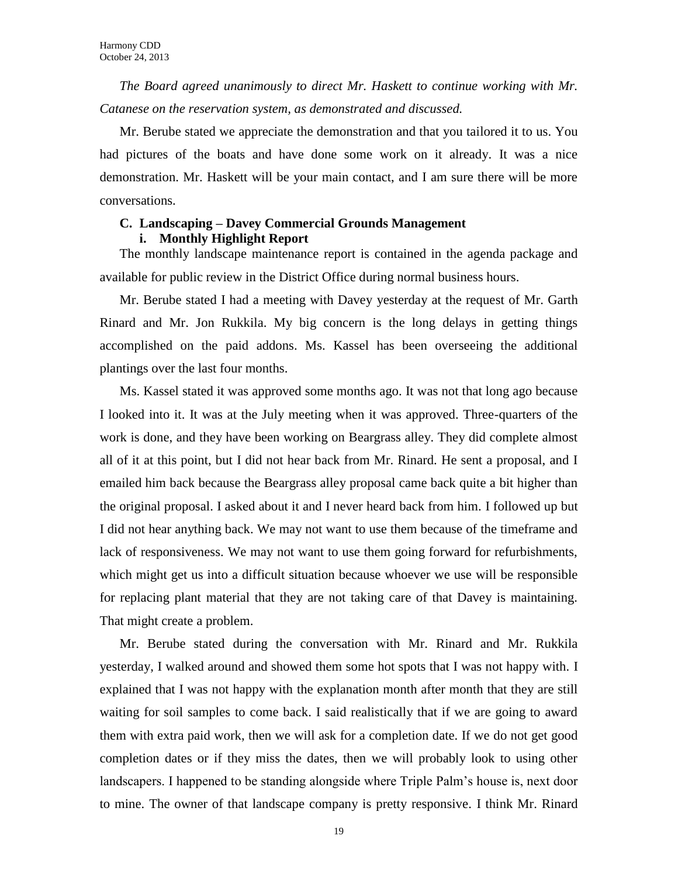*The Board agreed unanimously to direct Mr. Haskett to continue working with Mr. Catanese on the reservation system, as demonstrated and discussed.*

Mr. Berube stated we appreciate the demonstration and that you tailored it to us. You had pictures of the boats and have done some work on it already. It was a nice demonstration. Mr. Haskett will be your main contact, and I am sure there will be more conversations.

**C. Landscaping – Davey Commercial Grounds Management**

**i. Monthly Highlight Report**

The monthly landscape maintenance report is contained in the agenda package and available for public review in the District Office during normal business hours.

Mr. Berube stated I had a meeting with Davey yesterday at the request of Mr. Garth Rinard and Mr. Jon Rukkila. My big concern is the long delays in getting things accomplished on the paid addons. Ms. Kassel has been overseeing the additional plantings over the last four months.

Ms. Kassel stated it was approved some months ago. It was not that long ago because I looked into it. It was at the July meeting when it was approved. Three-quarters of the work is done, and they have been working on Beargrass alley. They did complete almost all of it at this point, but I did not hear back from Mr. Rinard. He sent a proposal, and I emailed him back because the Beargrass alley proposal came back quite a bit higher than the original proposal. I asked about it and I never heard back from him. I followed up but I did not hear anything back. We may not want to use them because of the timeframe and lack of responsiveness. We may not want to use them going forward for refurbishments, which might get us into a difficult situation because whoever we use will be responsible for replacing plant material that they are not taking care of that Davey is maintaining. That might create a problem.

Mr. Berube stated during the conversation with Mr. Rinard and Mr. Rukkila yesterday, I walked around and showed them some hot spots that I was not happy with. I explained that I was not happy with the explanation month after month that they are still waiting for soil samples to come back. I said realistically that if we are going to award them with extra paid work, then we will ask for a completion date. If we do not get good completion dates or if they miss the dates, then we will probably look to using other landscapers. I happened to be standing alongside where Triple Palm's house is, next door to mine. The owner of that landscape company is pretty responsive. I think Mr. Rinard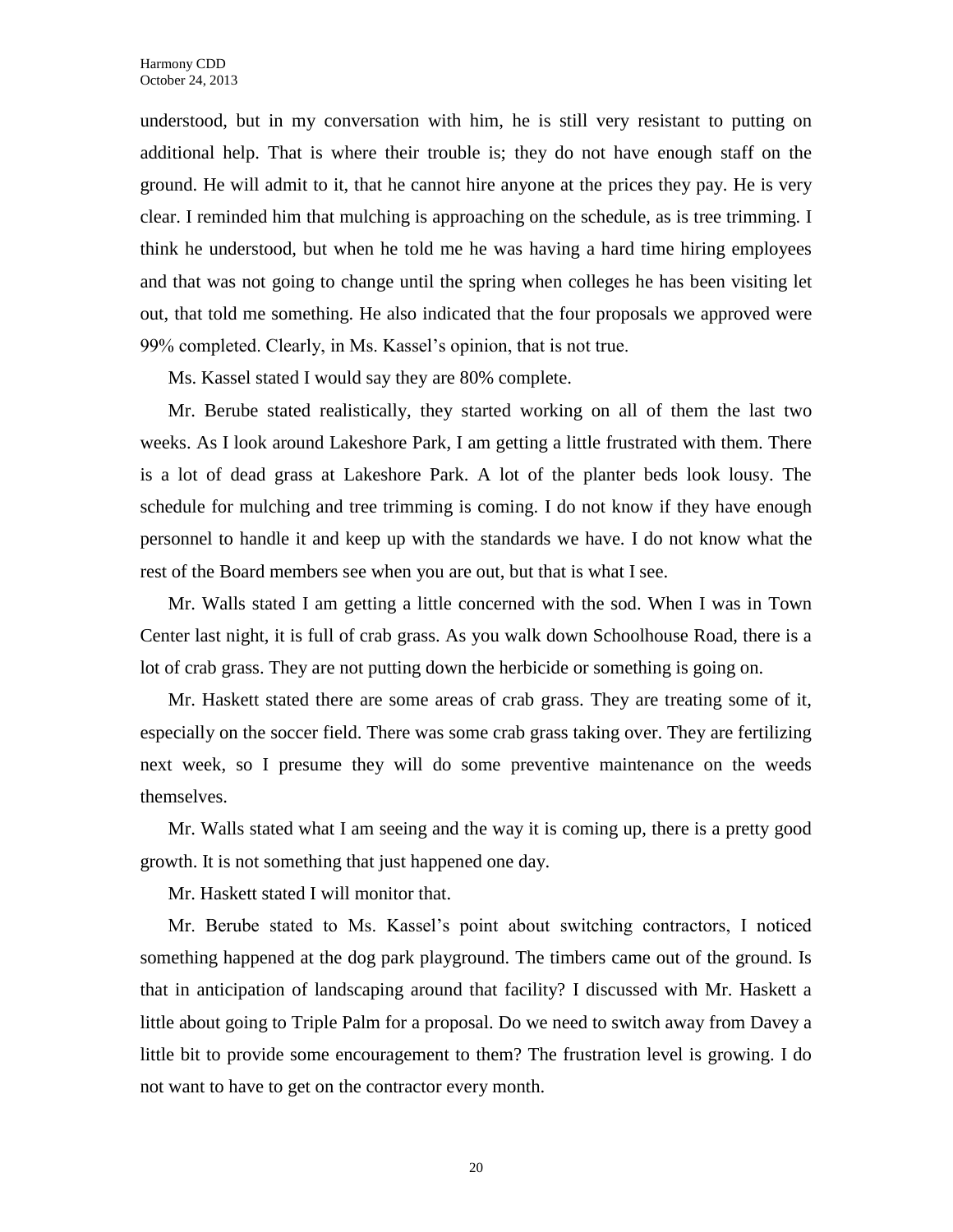understood, but in my conversation with him, he is still very resistant to putting on additional help. That is where their trouble is; they do not have enough staff on the ground. He will admit to it, that he cannot hire anyone at the prices they pay. He is very clear. I reminded him that mulching is approaching on the schedule, as is tree trimming. I think he understood, but when he told me he was having a hard time hiring employees and that was not going to change until the spring when colleges he has been visiting let out, that told me something. He also indicated that the four proposals we approved were 99% completed. Clearly, in Ms. Kassel's opinion, that is not true.

Ms. Kassel stated I would say they are 80% complete.

Mr. Berube stated realistically, they started working on all of them the last two weeks. As I look around Lakeshore Park, I am getting a little frustrated with them. There is a lot of dead grass at Lakeshore Park. A lot of the planter beds look lousy. The schedule for mulching and tree trimming is coming. I do not know if they have enough personnel to handle it and keep up with the standards we have. I do not know what the rest of the Board members see when you are out, but that is what I see.

Mr. Walls stated I am getting a little concerned with the sod. When I was in Town Center last night, it is full of crab grass. As you walk down Schoolhouse Road, there is a lot of crab grass. They are not putting down the herbicide or something is going on.

Mr. Haskett stated there are some areas of crab grass. They are treating some of it, especially on the soccer field. There was some crab grass taking over. They are fertilizing next week, so I presume they will do some preventive maintenance on the weeds themselves.

Mr. Walls stated what I am seeing and the way it is coming up, there is a pretty good growth. It is not something that just happened one day.

Mr. Haskett stated I will monitor that.

Mr. Berube stated to Ms. Kassel's point about switching contractors, I noticed something happened at the dog park playground. The timbers came out of the ground. Is that in anticipation of landscaping around that facility? I discussed with Mr. Haskett a little about going to Triple Palm for a proposal. Do we need to switch away from Davey a little bit to provide some encouragement to them? The frustration level is growing. I do not want to have to get on the contractor every month.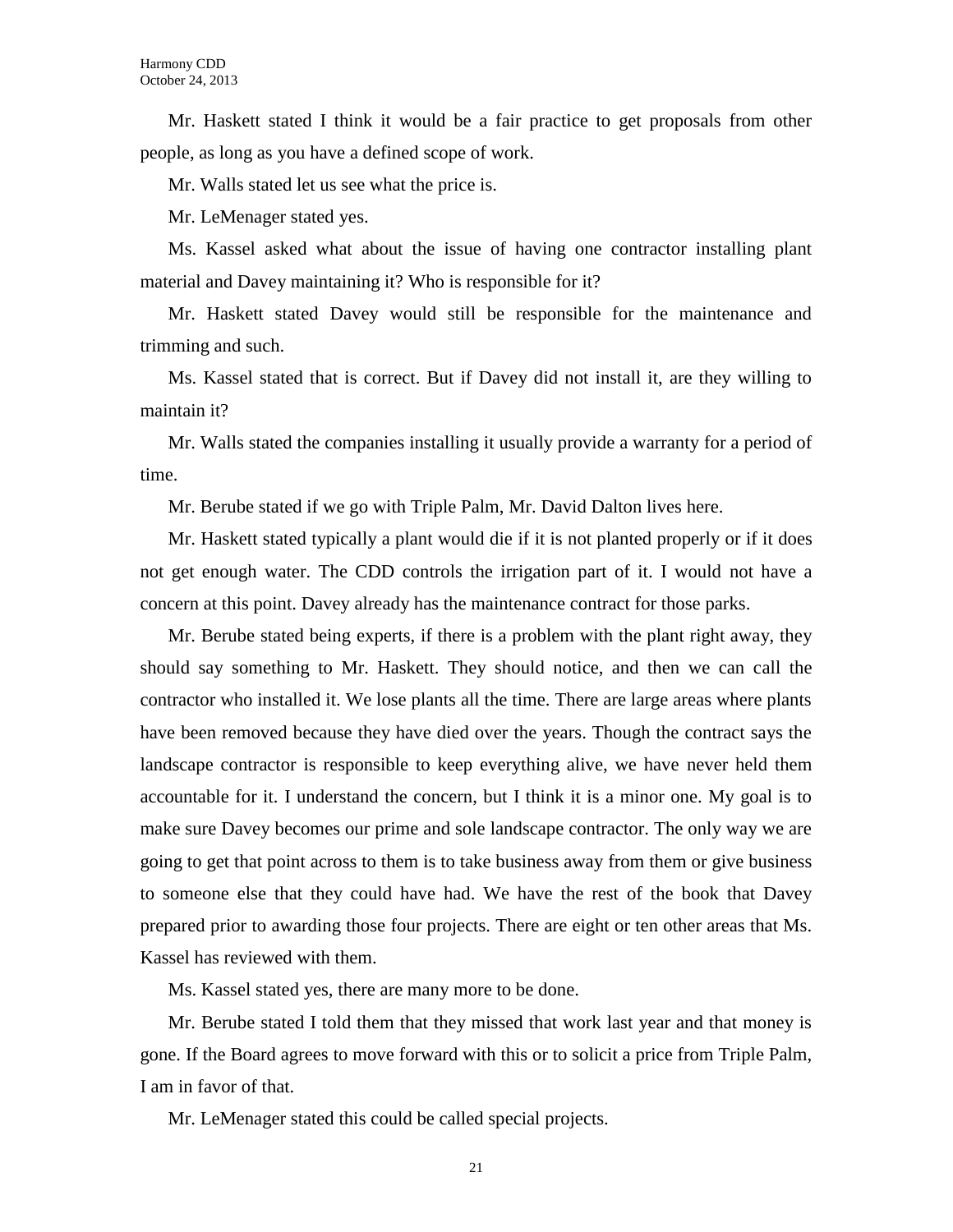Mr. Haskett stated I think it would be a fair practice to get proposals from other people, as long as you have a defined scope of work.

Mr. Walls stated let us see what the price is.

Mr. LeMenager stated yes.

Ms. Kassel asked what about the issue of having one contractor installing plant material and Davey maintaining it? Who is responsible for it?

Mr. Haskett stated Davey would still be responsible for the maintenance and trimming and such.

Ms. Kassel stated that is correct. But if Davey did not install it, are they willing to maintain it?

Mr. Walls stated the companies installing it usually provide a warranty for a period of time.

Mr. Berube stated if we go with Triple Palm, Mr. David Dalton lives here.

Mr. Haskett stated typically a plant would die if it is not planted properly or if it does not get enough water. The CDD controls the irrigation part of it. I would not have a concern at this point. Davey already has the maintenance contract for those parks.

Mr. Berube stated being experts, if there is a problem with the plant right away, they should say something to Mr. Haskett. They should notice, and then we can call the contractor who installed it. We lose plants all the time. There are large areas where plants have been removed because they have died over the years. Though the contract says the landscape contractor is responsible to keep everything alive, we have never held them accountable for it. I understand the concern, but I think it is a minor one. My goal is to make sure Davey becomes our prime and sole landscape contractor. The only way we are going to get that point across to them is to take business away from them or give business to someone else that they could have had. We have the rest of the book that Davey prepared prior to awarding those four projects. There are eight or ten other areas that Ms. Kassel has reviewed with them.

Ms. Kassel stated yes, there are many more to be done.

Mr. Berube stated I told them that they missed that work last year and that money is gone. If the Board agrees to move forward with this or to solicit a price from Triple Palm, I am in favor of that.

Mr. LeMenager stated this could be called special projects.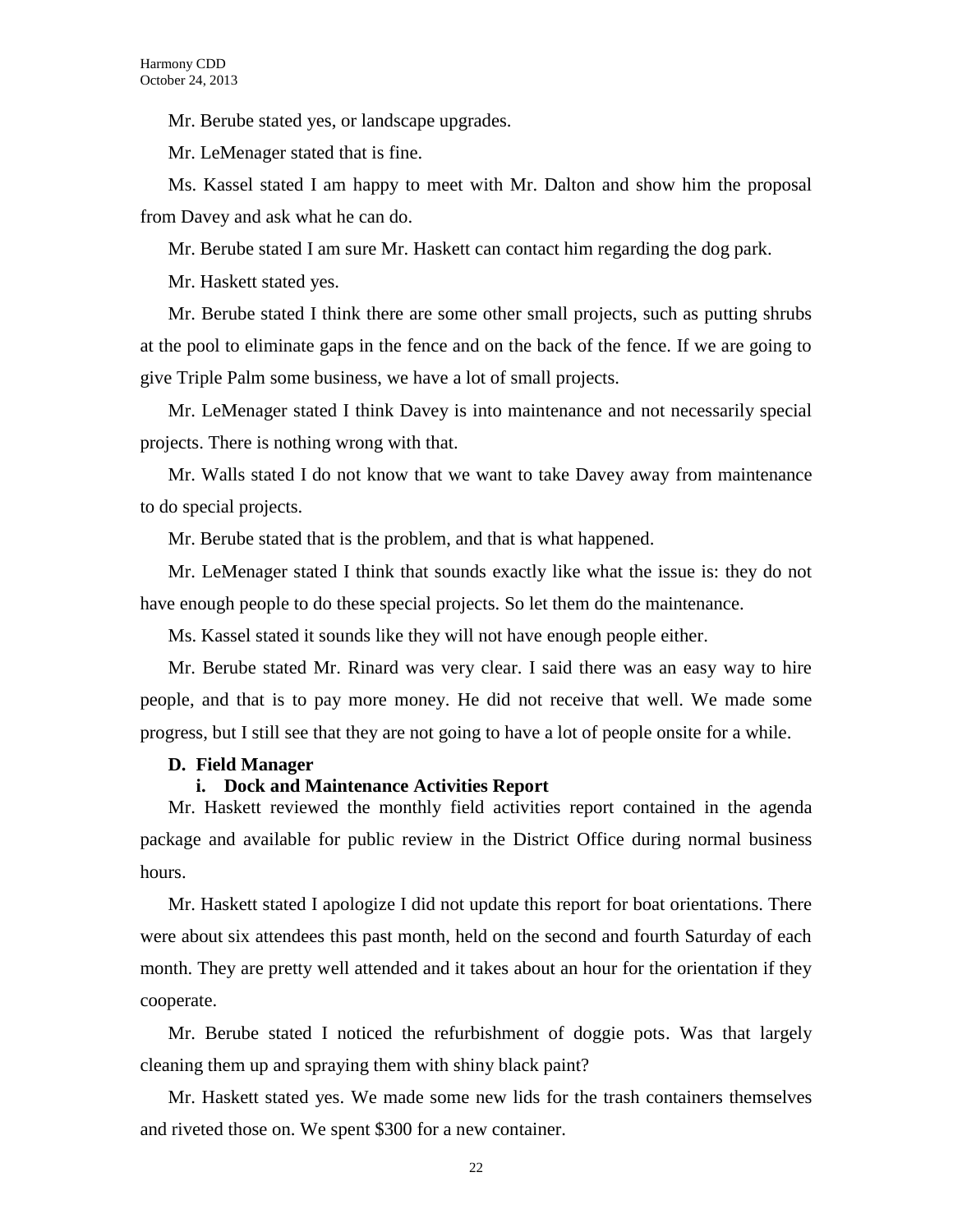Mr. Berube stated yes, or landscape upgrades.

Mr. LeMenager stated that is fine.

Ms. Kassel stated I am happy to meet with Mr. Dalton and show him the proposal from Davey and ask what he can do.

Mr. Berube stated I am sure Mr. Haskett can contact him regarding the dog park.

Mr. Haskett stated yes.

Mr. Berube stated I think there are some other small projects, such as putting shrubs at the pool to eliminate gaps in the fence and on the back of the fence. If we are going to give Triple Palm some business, we have a lot of small projects.

Mr. LeMenager stated I think Davey is into maintenance and not necessarily special projects. There is nothing wrong with that.

Mr. Walls stated I do not know that we want to take Davey away from maintenance to do special projects.

Mr. Berube stated that is the problem, and that is what happened.

Mr. LeMenager stated I think that sounds exactly like what the issue is: they do not have enough people to do these special projects. So let them do the maintenance.

Ms. Kassel stated it sounds like they will not have enough people either.

Mr. Berube stated Mr. Rinard was very clear. I said there was an easy way to hire people, and that is to pay more money. He did not receive that well. We made some progress, but I still see that they are not going to have a lot of people onsite for a while.

**D. Field Manager**

**i. Dock and Maintenance Activities Report**

Mr. Haskett reviewed the monthly field activities report contained in the agenda package and available for public review in the District Office during normal business hours.

Mr. Haskett stated I apologize I did not update this report for boat orientations. There were about six attendees this past month, held on the second and fourth Saturday of each month. They are pretty well attended and it takes about an hour for the orientation if they cooperate.

Mr. Berube stated I noticed the refurbishment of doggie pots. Was that largely cleaning them up and spraying them with shiny black paint?

Mr. Haskett stated yes. We made some new lids for the trash containers themselves and riveted those on. We spent $300 for a new container.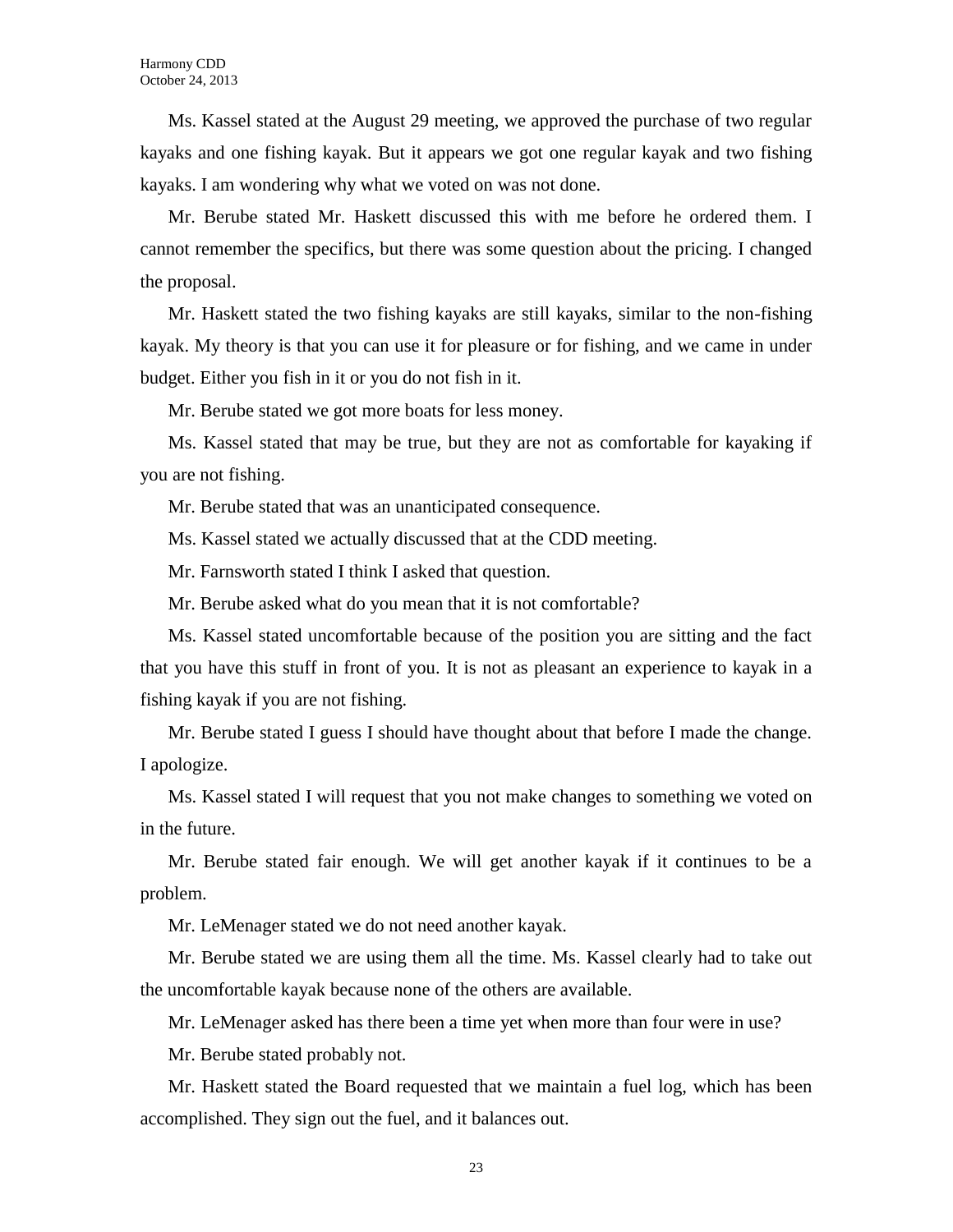Ms. Kassel stated at the August 29 meeting, we approved the purchase of two regular kayaks and one fishing kayak. But it appears we got one regular kayak and two fishing kayaks. I am wondering why what we voted on was not done.

Mr. Berube stated Mr. Haskett discussed this with me before he ordered them. I cannot remember the specifics, but there was some question about the pricing. I changed the proposal.

Mr. Haskett stated the two fishing kayaks are still kayaks, similar to the non-fishing kayak. My theory is that you can use it for pleasure or for fishing, and we came in under budget. Either you fish in it or you do not fish in it.

Mr. Berube stated we got more boats for less money.

Ms. Kassel stated that may be true, but they are not as comfortable for kayaking if you are not fishing.

Mr. Berube stated that was an unanticipated consequence.

Ms. Kassel stated we actually discussed that at the CDD meeting.

Mr. Farnsworth stated I think I asked that question.

Mr. Berube asked what do you mean that it is not comfortable?

Ms. Kassel stated uncomfortable because of the position you are sitting and the fact that you have this stuff in front of you. It is not as pleasant an experience to kayak in a fishing kayak if you are not fishing.

Mr. Berube stated I guess I should have thought about that before I made the change. I apologize.

Ms. Kassel stated I will request that you not make changes to something we voted on in the future.

Mr. Berube stated fair enough. We will get another kayak if it continues to be a problem.

Mr. LeMenager stated we do not need another kayak.

Mr. Berube stated we are using them all the time. Ms. Kassel clearly had to take out the uncomfortable kayak because none of the others are available.

Mr. LeMenager asked has there been a time yet when more than four were in use?

Mr. Berube stated probably not.

Mr. Haskett stated the Board requested that we maintain a fuel log, which has been accomplished. They sign out the fuel, and it balances out.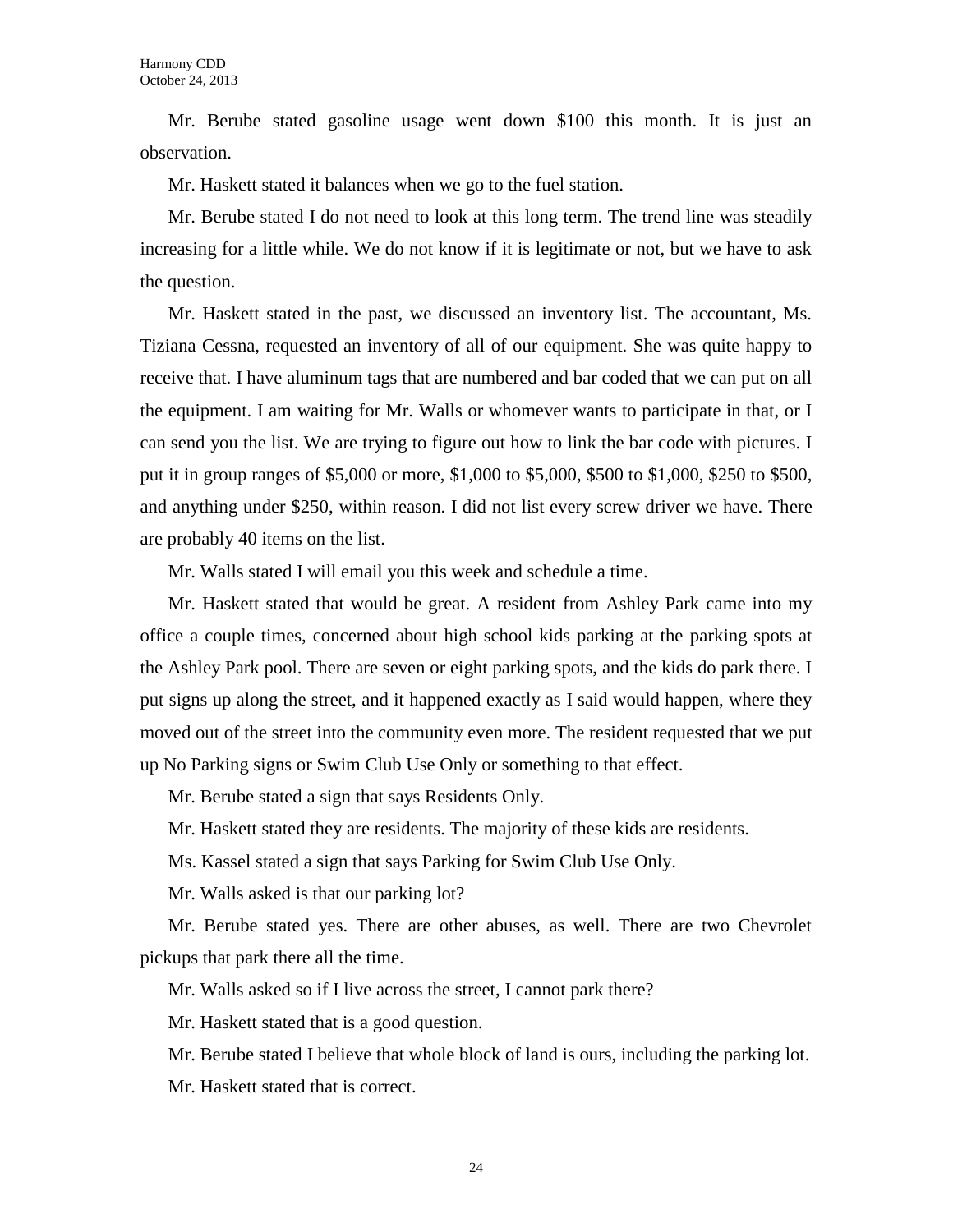Mr. Berube stated gasoline usage went down $100 this month. It is just an observation.

Mr. Haskett stated it balances when we go to the fuel station.

Mr. Berube stated I do not need to look at this long term. The trend line was steadily increasing for a little while. We do not know if it is legitimate or not, but we have to ask the question.

Mr. Haskett stated in the past, we discussed an inventory list. The accountant, Ms. Tiziana Cessna, requested an inventory of all of our equipment. She was quite happy to receive that. I have aluminum tags that are numbered and bar coded that we can put on all the equipment. I am waiting for Mr. Walls or whomever wants to participate in that, or I can send you the list. We are trying to figure out how to link the bar code with pictures. I put it in group ranges of $5,000 or more, $1,000 to $5,000, $500 to $1,000, $250 to $500, and anything under $250, within reason. I did not list every screw driver we have. There are probably 40 items on the list.

Mr. Walls stated I will email you this week and schedule a time.

Mr. Haskett stated that would be great. A resident from Ashley Park came into my office a couple times, concerned about high school kids parking at the parking spots at the Ashley Park pool. There are seven or eight parking spots, and the kids do park there. I put signs up along the street, and it happened exactly as I said would happen, where they moved out of the street into the community even more. The resident requested that we put up No Parking signs or Swim Club Use Only or something to that effect.

Mr. Berube stated a sign that says Residents Only.

Mr. Haskett stated they are residents. The majority of these kids are residents.

Ms. Kassel stated a sign that says Parking for Swim Club Use Only.

Mr. Walls asked is that our parking lot?

Mr. Berube stated yes. There are other abuses, as well. There are two Chevrolet pickups that park there all the time.

Mr. Walls asked so if I live across the street, I cannot park there?

Mr. Haskett stated that is a good question.

Mr. Berube stated I believe that whole block of land is ours, including the parking lot.

Mr. Haskett stated that is correct.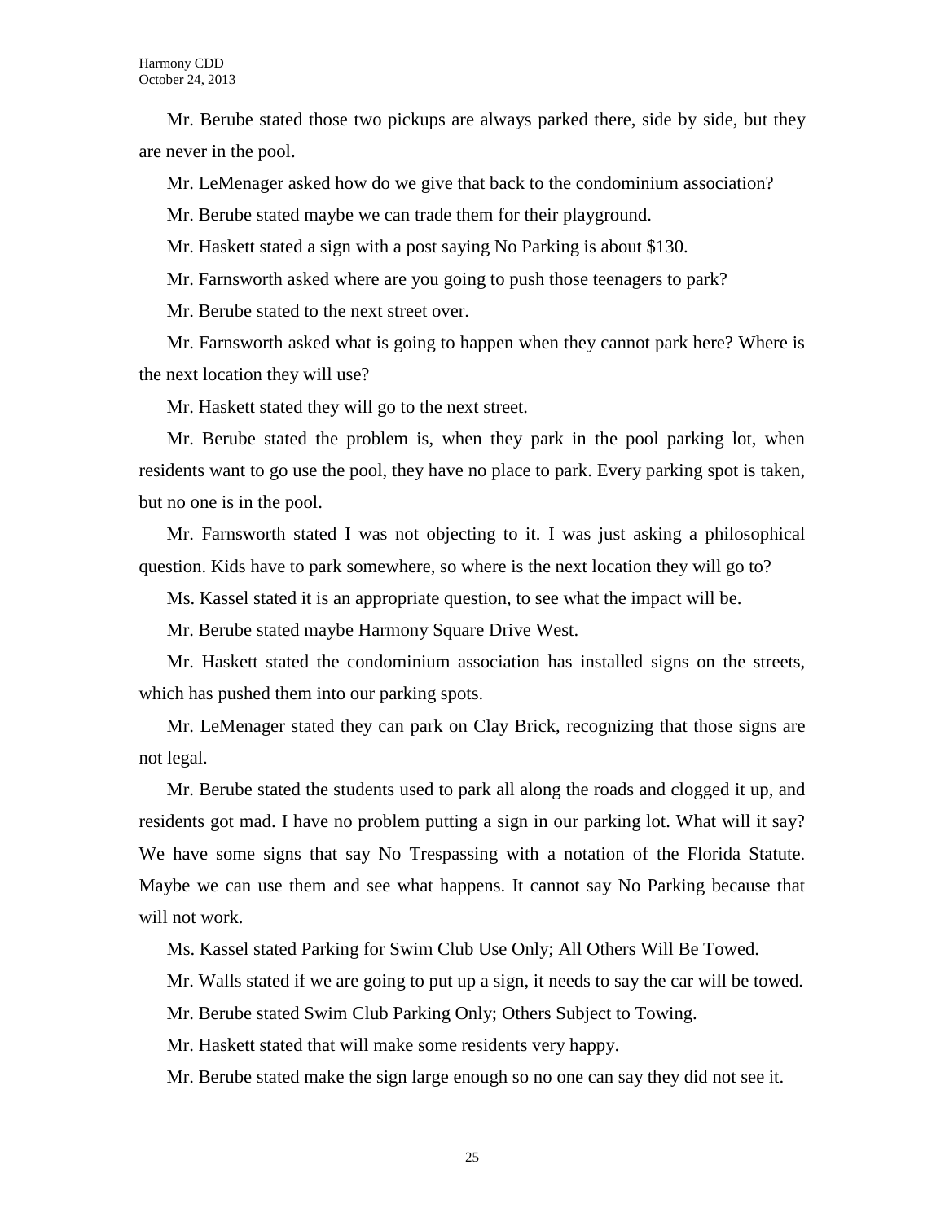Mr. Berube stated those two pickups are always parked there, side by side, but they are never in the pool.

Mr. LeMenager asked how do we give that back to the condominium association?

Mr. Berube stated maybe we can trade them for their playground.

Mr. Haskett stated a sign with a post saying No Parking is about $130.

Mr. Farnsworth asked where are you going to push those teenagers to park?

Mr. Berube stated to the next street over.

Mr. Farnsworth asked what is going to happen when they cannot park here? Where is the next location they will use?

Mr. Haskett stated they will go to the next street.

Mr. Berube stated the problem is, when they park in the pool parking lot, when residents want to go use the pool, they have no place to park. Every parking spot is taken, but no one is in the pool.

Mr. Farnsworth stated I was not objecting to it. I was just asking a philosophical question. Kids have to park somewhere, so where is the next location they will go to?

Ms. Kassel stated it is an appropriate question, to see what the impact will be.

Mr. Berube stated maybe Harmony Square Drive West.

Mr. Haskett stated the condominium association has installed signs on the streets, which has pushed them into our parking spots.

Mr. LeMenager stated they can park on Clay Brick, recognizing that those signs are not legal.

Mr. Berube stated the students used to park all along the roads and clogged it up, and residents got mad. I have no problem putting a sign in our parking lot. What will it say? We have some signs that say No Trespassing with a notation of the Florida Statute. Maybe we can use them and see what happens. It cannot say No Parking because that will not work.

Ms. Kassel stated Parking for Swim Club Use Only; All Others Will Be Towed.

Mr. Walls stated if we are going to put up a sign, it needs to say the car will be towed.

Mr. Berube stated Swim Club Parking Only; Others Subject to Towing.

Mr. Haskett stated that will make some residents very happy.

Mr. Berube stated make the sign large enough so no one can say they did not see it.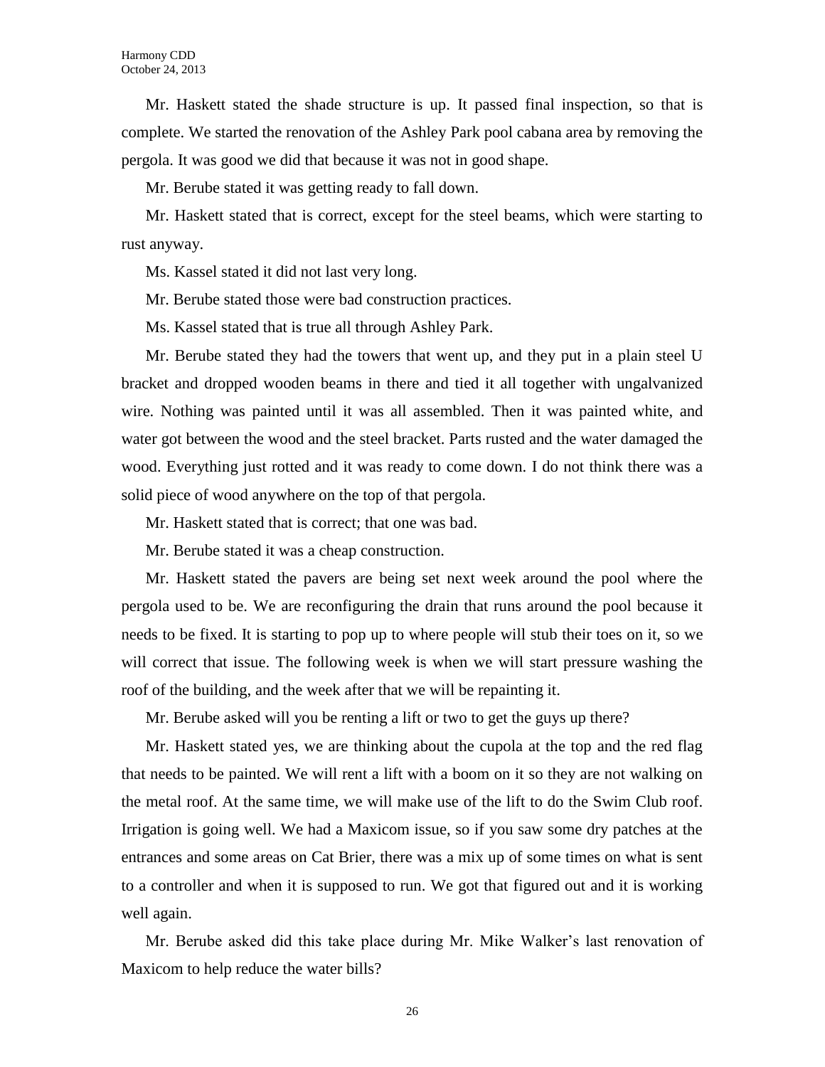Mr. Haskett stated the shade structure is up. It passed final inspection, so that is complete. We started the renovation of the Ashley Park pool cabana area by removing the pergola. It was good we did that because it was not in good shape.

Mr. Berube stated it was getting ready to fall down.

Mr. Haskett stated that is correct, except for the steel beams, which were starting to rust anyway.

Ms. Kassel stated it did not last very long.

Mr. Berube stated those were bad construction practices.

Ms. Kassel stated that is true all through Ashley Park.

Mr. Berube stated they had the towers that went up, and they put in a plain steel U bracket and dropped wooden beams in there and tied it all together with ungalvanized wire. Nothing was painted until it was all assembled. Then it was painted white, and water got between the wood and the steel bracket. Parts rusted and the water damaged the wood. Everything just rotted and it was ready to come down. I do not think there was a solid piece of wood anywhere on the top of that pergola.

Mr. Haskett stated that is correct; that one was bad.

Mr. Berube stated it was a cheap construction.

Mr. Haskett stated the pavers are being set next week around the pool where the pergola used to be. We are reconfiguring the drain that runs around the pool because it needs to be fixed. It is starting to pop up to where people will stub their toes on it, so we will correct that issue. The following week is when we will start pressure washing the roof of the building, and the week after that we will be repainting it.

Mr. Berube asked will you be renting a lift or two to get the guys up there?

Mr. Haskett stated yes, we are thinking about the cupola at the top and the red flag that needs to be painted. We will rent a lift with a boom on it so they are not walking on the metal roof. At the same time, we will make use of the lift to do the Swim Club roof. Irrigation is going well. We had a Maxicom issue, so if you saw some dry patches at the entrances and some areas on Cat Brier, there was a mix up of some times on what is sent to a controller and when it is supposed to run. We got that figured out and it is working well again.

Mr. Berube asked did this take place during Mr. Mike Walker's last renovation of Maxicom to help reduce the water bills?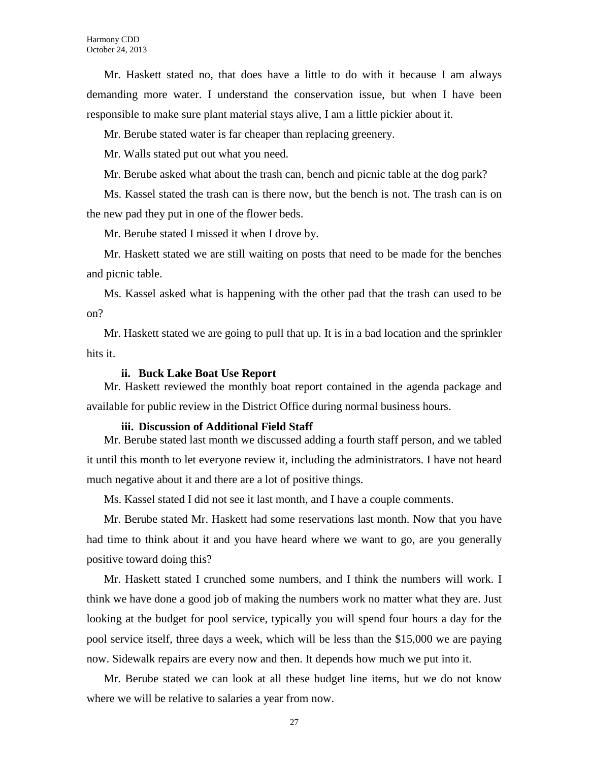Mr. Haskett stated no, that does have a little to do with it because I am always demanding more water. I understand the conservation issue, but when I have been responsible to make sure plant material stays alive, I am a little pickier about it.

Mr. Berube stated water is far cheaper than replacing greenery.

Mr. Walls stated put out what you need.

Mr. Berube asked what about the trash can, bench and picnic table at the dog park?

Ms. Kassel stated the trash can is there now, but the bench is not. The trash can is on the new pad they put in one of the flower beds.

Mr. Berube stated I missed it when I drove by.

Mr. Haskett stated we are still waiting on posts that need to be made for the benches and picnic table.

Ms. Kassel asked what is happening with the other pad that the trash can used to be on?

Mr. Haskett stated we are going to pull that up. It is in a bad location and the sprinkler hits it.

**ii. Buck Lake Boat Use Report**

Mr. Haskett reviewed the monthly boat report contained in the agenda package and available for public review in the District Office during normal business hours.

**iii. Discussion of Additional Field Staff**

Mr. Berube stated last month we discussed adding a fourth staff person, and we tabled it until this month to let everyone review it, including the administrators. I have not heard much negative about it and there are a lot of positive things.

Ms. Kassel stated I did not see it last month, and I have a couple comments.

Mr. Berube stated Mr. Haskett had some reservations last month. Now that you have had time to think about it and you have heard where we want to go, are you generally positive toward doing this?

Mr. Haskett stated I crunched some numbers, and I think the numbers will work. I think we have done a good job of making the numbers work no matter what they are. Just looking at the budget for pool service, typically you will spend four hours a day for the pool service itself, three days a week, which will be less than the $15,000 we are paying now. Sidewalk repairs are every now and then. It depends how much we put into it.

Mr. Berube stated we can look at all these budget line items, but we do not know where we will be relative to salaries a year from now.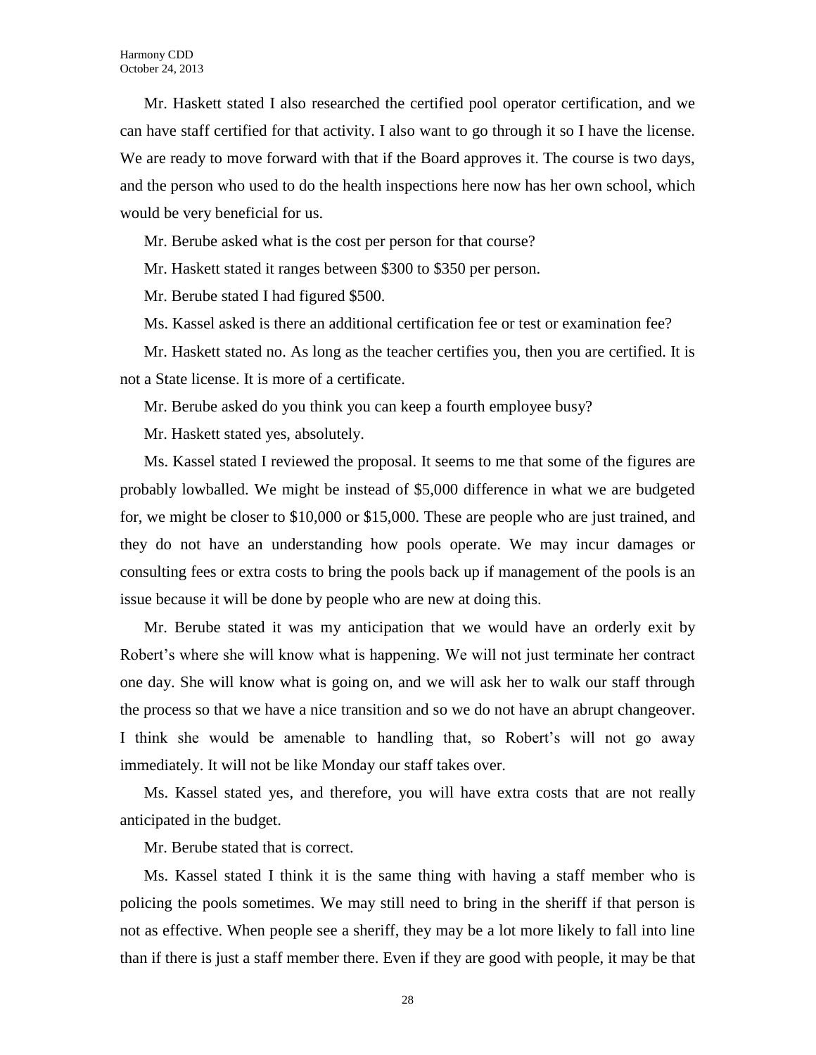Mr. Haskett stated I also researched the certified pool operator certification, and we can have staff certified for that activity. I also want to go through it so I have the license. We are ready to move forward with that if the Board approves it. The course is two days, and the person who used to do the health inspections here now has her own school, which would be very beneficial for us.

Mr. Berube asked what is the cost per person for that course?

Mr. Haskett stated it ranges between $300 to $350 per person.

Mr. Berube stated I had figured $500.

Ms. Kassel asked is there an additional certification fee or test or examination fee?

Mr. Haskett stated no. As long as the teacher certifies you, then you are certified. It is not a State license. It is more of a certificate.

Mr. Berube asked do you think you can keep a fourth employee busy?

Mr. Haskett stated yes, absolutely.

Ms. Kassel stated I reviewed the proposal. It seems to me that some of the figures are probably lowballed. We might be instead of $5,000 difference in what we are budgeted for, we might be closer to $10,000 or $15,000. These are people who are just trained, and they do not have an understanding how pools operate. We may incur damages or consulting fees or extra costs to bring the pools back up if management of the pools is an issue because it will be done by people who are new at doing this.

Mr. Berube stated it was my anticipation that we would have an orderly exit by Robert's where she will know what is happening. We will not just terminate her contract one day. She will know what is going on, and we will ask her to walk our staff through the process so that we have a nice transition and so we do not have an abrupt changeover. I think she would be amenable to handling that, so Robert's will not go away immediately. It will not be like Monday our staff takes over.

Ms. Kassel stated yes, and therefore, you will have extra costs that are not really anticipated in the budget.

Mr. Berube stated that is correct.

Ms. Kassel stated I think it is the same thing with having a staff member who is policing the pools sometimes. We may still need to bring in the sheriff if that person is not as effective. When people see a sheriff, they may be a lot more likely to fall into line than if there is just a staff member there. Even if they are good with people, it may be that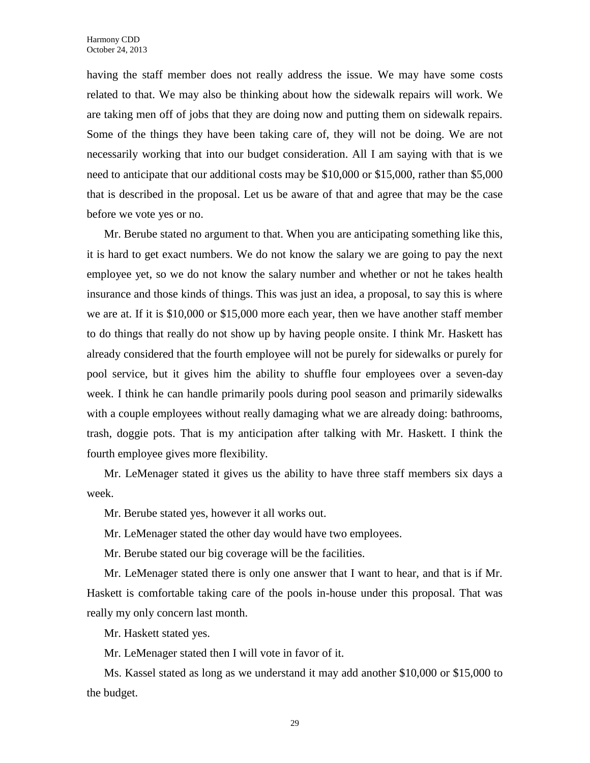having the staff member does not really address the issue. We may have some costs related to that. We may also be thinking about how the sidewalk repairs will work. We are taking men off of jobs that they are doing now and putting them on sidewalk repairs. Some of the things they have been taking care of, they will not be doing. We are not necessarily working that into our budget consideration. All I am saying with that is we need to anticipate that our additional costs may be $10,000 or $15,000, rather than $5,000 that is described in the proposal. Let us be aware of that and agree that may be the case before we vote yes or no.

Mr. Berube stated no argument to that. When you are anticipating something like this, it is hard to get exact numbers. We do not know the salary we are going to pay the next employee yet, so we do not know the salary number and whether or not he takes health insurance and those kinds of things. This was just an idea, a proposal, to say this is where we are at. If it is $10,000 or $15,000 more each year, then we have another staff member to do things that really do not show up by having people onsite. I think Mr. Haskett has already considered that the fourth employee will not be purely for sidewalks or purely for pool service, but it gives him the ability to shuffle four employees over a seven-day week. I think he can handle primarily pools during pool season and primarily sidewalks with a couple employees without really damaging what we are already doing: bathrooms, trash, doggie pots. That is my anticipation after talking with Mr. Haskett. I think the fourth employee gives more flexibility.

Mr. LeMenager stated it gives us the ability to have three staff members six days a week.

Mr. Berube stated yes, however it all works out.

Mr. LeMenager stated the other day would have two employees.

Mr. Berube stated our big coverage will be the facilities.

Mr. LeMenager stated there is only one answer that I want to hear, and that is if Mr. Haskett is comfortable taking care of the pools in-house under this proposal. That was really my only concern last month.

Mr. Haskett stated yes.

Mr. LeMenager stated then I will vote in favor of it.

Ms. Kassel stated as long as we understand it may add another $10,000 or $15,000 to the budget.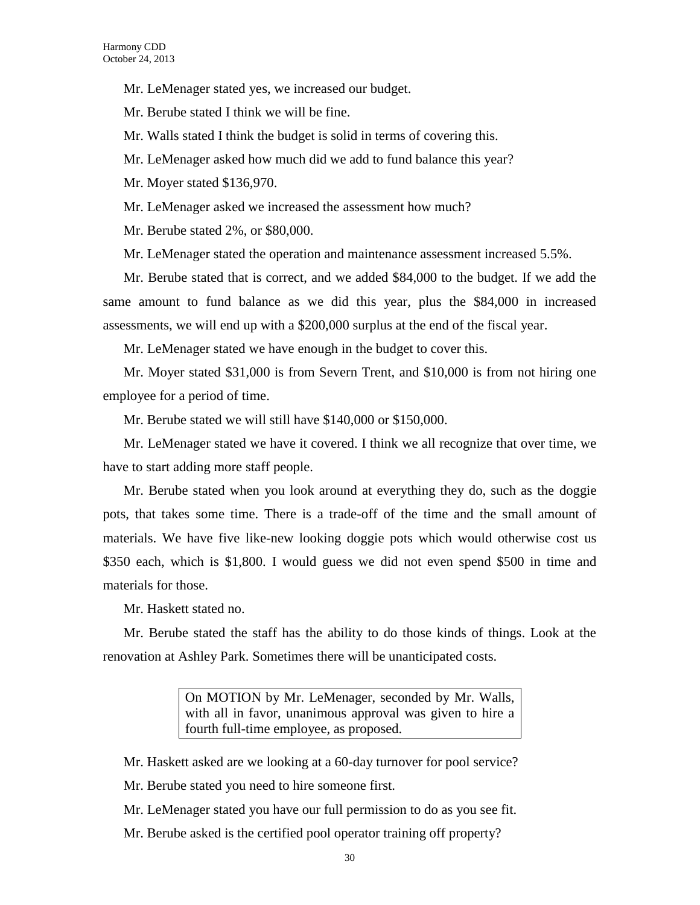Mr. LeMenager stated yes, we increased our budget.

Mr. Berube stated I think we will be fine.

Mr. Walls stated I think the budget is solid in terms of covering this.

Mr. LeMenager asked how much did we add to fund balance this year?

Mr. Moyer stated $136,970.

Mr. LeMenager asked we increased the assessment how much?

Mr. Berube stated 2%, or $80,000.

Mr. LeMenager stated the operation and maintenance assessment increased 5.5%.

Mr. Berube stated that is correct, and we added $84,000 to the budget. If we add the same amount to fund balance as we did this year, plus the $84,000 in increased assessments, we will end up with a $200,000 surplus at the end of the fiscal year.

Mr. LeMenager stated we have enough in the budget to cover this.

Mr. Moyer stated $31,000 is from Severn Trent, and $10,000 is from not hiring one employee for a period of time.

Mr. Berube stated we will still have $140,000 or $150,000.

Mr. LeMenager stated we have it covered. I think we all recognize that over time, we have to start adding more staff people.

Mr. Berube stated when you look around at everything they do, such as the doggie pots, that takes some time. There is a trade-off of the time and the small amount of materials. We have five like-new looking doggie pots which would otherwise cost us $350 each, which is $1,800. I would guess we did not even spend $500 in time and materials for those.

Mr. Haskett stated no.

Mr. Berube stated the staff has the ability to do those kinds of things. Look at the renovation at Ashley Park. Sometimes there will be unanticipated costs.

> On MOTION by Mr. LeMenager, seconded by Mr. Walls, with all in favor, unanimous approval was given to hire a fourth full-time employee, as proposed.

Mr. Haskett asked are we looking at a 60-day turnover for pool service?

Mr. Berube stated you need to hire someone first.

Mr. LeMenager stated you have our full permission to do as you see fit.

Mr. Berube asked is the certified pool operator training off property?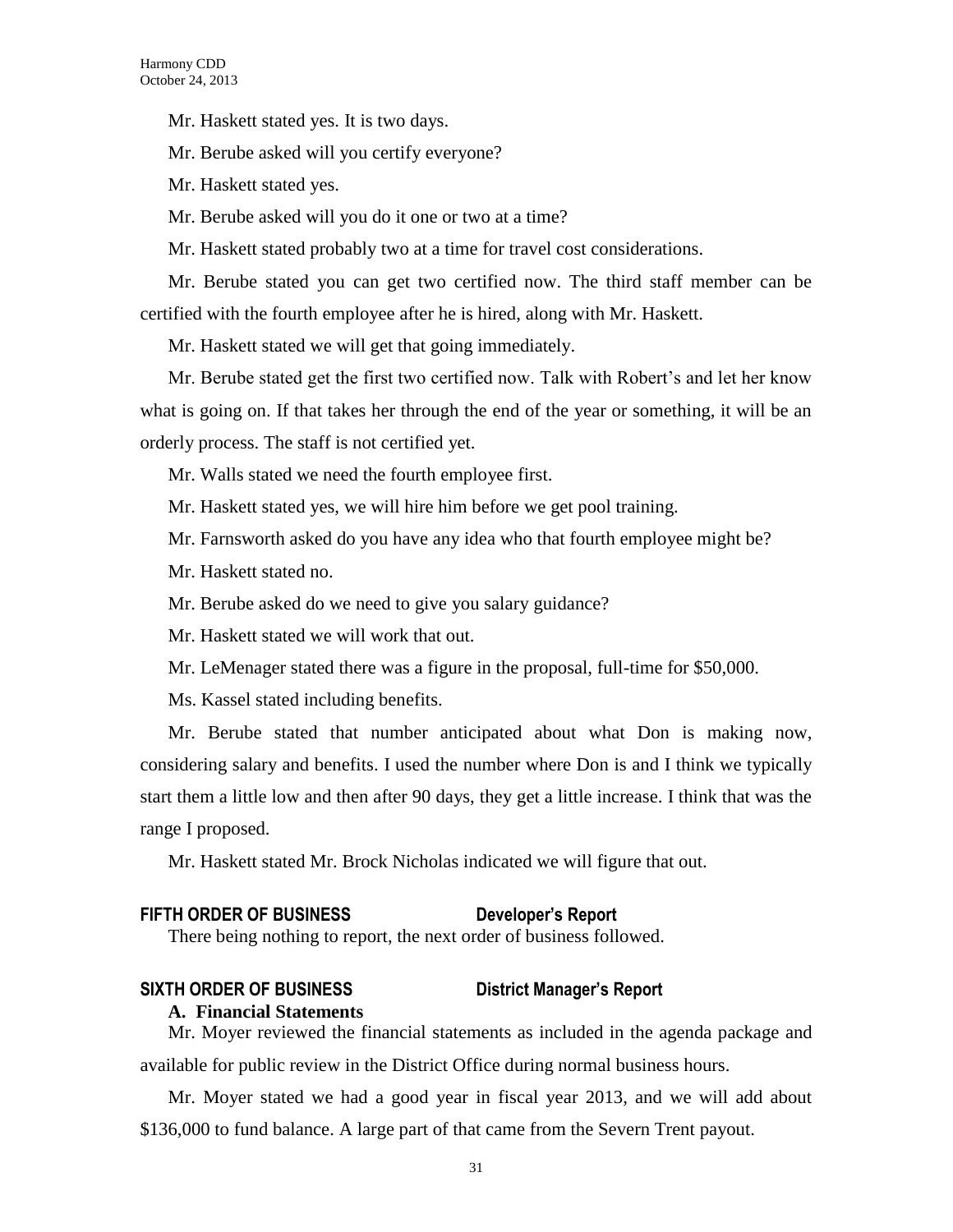Mr. Haskett stated yes. It is two days.

Mr. Berube asked will you certify everyone?

Mr. Haskett stated yes.

Mr. Berube asked will you do it one or two at a time?

Mr. Haskett stated probably two at a time for travel cost considerations.

Mr. Berube stated you can get two certified now. The third staff member can be certified with the fourth employee after he is hired, along with Mr. Haskett.

Mr. Haskett stated we will get that going immediately.

Mr. Berube stated get the first two certified now. Talk with Robert's and let her know what is going on. If that takes her through the end of the year or something, it will be an orderly process. The staff is not certified yet.

Mr. Walls stated we need the fourth employee first.

Mr. Haskett stated yes, we will hire him before we get pool training.

Mr. Farnsworth asked do you have any idea who that fourth employee might be?

Mr. Haskett stated no.

Mr. Berube asked do we need to give you salary guidance?

Mr. Haskett stated we will work that out.

Mr. LeMenager stated there was a figure in the proposal, full-time for $50,000.

Ms. Kassel stated including benefits.

Mr. Berube stated that number anticipated about what Don is making now, considering salary and benefits. I used the number where Don is and I think we typically start them a little low and then after 90 days, they get a little increase. I think that was the range I proposed.

Mr. Haskett stated Mr. Brock Nicholas indicated we will figure that out.

## FIFTH ORDER OF BUSINESS — Developer's Report

There being nothing to report, the next order of business followed.

## SIXTH ORDER OF BUSINESS — District Manager's Report

### A. Financial Statements

Mr. Moyer reviewed the financial statements as included in the agenda package and available for public review in the District Office during normal business hours.

Mr. Moyer stated we had a good year in fiscal year 2013, and we will add about $136,000 to fund balance. A large part of that came from the Severn Trent payout.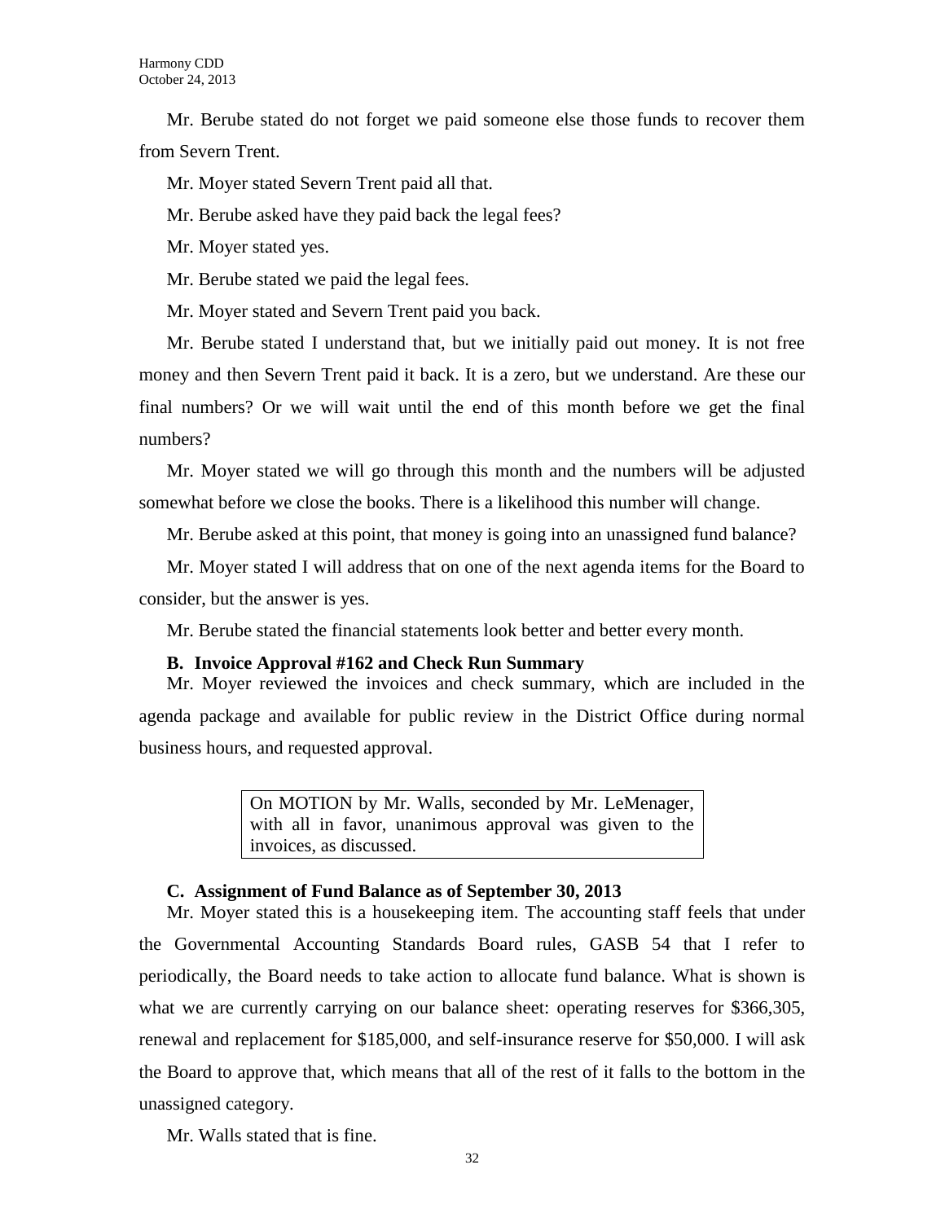Mr. Berube stated do not forget we paid someone else those funds to recover them from Severn Trent.

Mr. Moyer stated Severn Trent paid all that.

Mr. Berube asked have they paid back the legal fees?

Mr. Moyer stated yes.

Mr. Berube stated we paid the legal fees.

Mr. Moyer stated and Severn Trent paid you back.

Mr. Berube stated I understand that, but we initially paid out money. It is not free money and then Severn Trent paid it back. It is a zero, but we understand. Are these our final numbers? Or we will wait until the end of this month before we get the final numbers?

Mr. Moyer stated we will go through this month and the numbers will be adjusted somewhat before we close the books. There is a likelihood this number will change.

Mr. Berube asked at this point, that money is going into an unassigned fund balance?

Mr. Moyer stated I will address that on one of the next agenda items for the Board to consider, but the answer is yes.

Mr. Berube stated the financial statements look better and better every month.

**B. Invoice Approval #162 and Check Run Summary**

Mr. Moyer reviewed the invoices and check summary, which are included in the agenda package and available for public review in the District Office during normal business hours, and requested approval.

> On MOTION by Mr. Walls, seconded by Mr. LeMenager, with all in favor, unanimous approval was given to the invoices, as discussed.

**C. Assignment of Fund Balance as of September 30, 2013**

Mr. Moyer stated this is a housekeeping item. The accounting staff feels that under the Governmental Accounting Standards Board rules, GASB 54 that I refer to periodically, the Board needs to take action to allocate fund balance. What is shown is what we are currently carrying on our balance sheet: operating reserves for $366,305, renewal and replacement for $185,000, and self-insurance reserve for $50,000. I will ask the Board to approve that, which means that all of the rest of it falls to the bottom in the unassigned category.

Mr. Walls stated that is fine.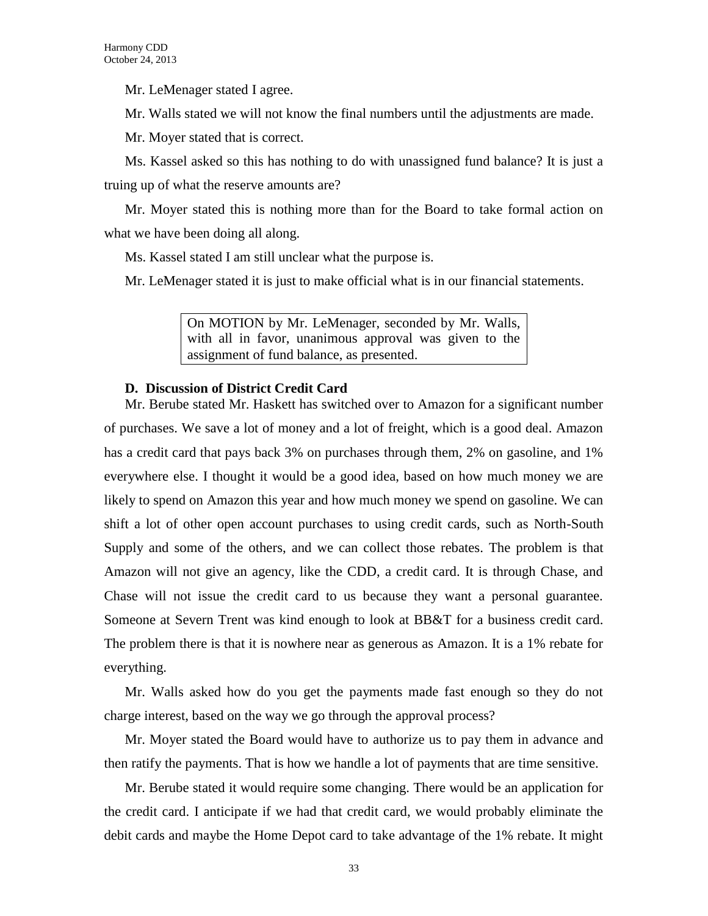Mr. LeMenager stated I agree.

Mr. Walls stated we will not know the final numbers until the adjustments are made.

Mr. Moyer stated that is correct.

Ms. Kassel asked so this has nothing to do with unassigned fund balance? It is just a truing up of what the reserve amounts are?

Mr. Moyer stated this is nothing more than for the Board to take formal action on what we have been doing all along.

Ms. Kassel stated I am still unclear what the purpose is.

Mr. LeMenager stated it is just to make official what is in our financial statements.

> On MOTION by Mr. LeMenager, seconded by Mr. Walls, with all in favor, unanimous approval was given to the assignment of fund balance, as presented.

**D. Discussion of District Credit Card**

Mr. Berube stated Mr. Haskett has switched over to Amazon for a significant number of purchases. We save a lot of money and a lot of freight, which is a good deal. Amazon has a credit card that pays back 3% on purchases through them, 2% on gasoline, and 1% everywhere else. I thought it would be a good idea, based on how much money we are likely to spend on Amazon this year and how much money we spend on gasoline. We can shift a lot of other open account purchases to using credit cards, such as North-South Supply and some of the others, and we can collect those rebates. The problem is that Amazon will not give an agency, like the CDD, a credit card. It is through Chase, and Chase will not issue the credit card to us because they want a personal guarantee. Someone at Severn Trent was kind enough to look at BB&T for a business credit card. The problem there is that it is nowhere near as generous as Amazon. It is a 1% rebate for everything.

Mr. Walls asked how do you get the payments made fast enough so they do not charge interest, based on the way we go through the approval process?

Mr. Moyer stated the Board would have to authorize us to pay them in advance and then ratify the payments. That is how we handle a lot of payments that are time sensitive.

Mr. Berube stated it would require some changing. There would be an application for the credit card. I anticipate if we had that credit card, we would probably eliminate the debit cards and maybe the Home Depot card to take advantage of the 1% rebate. It might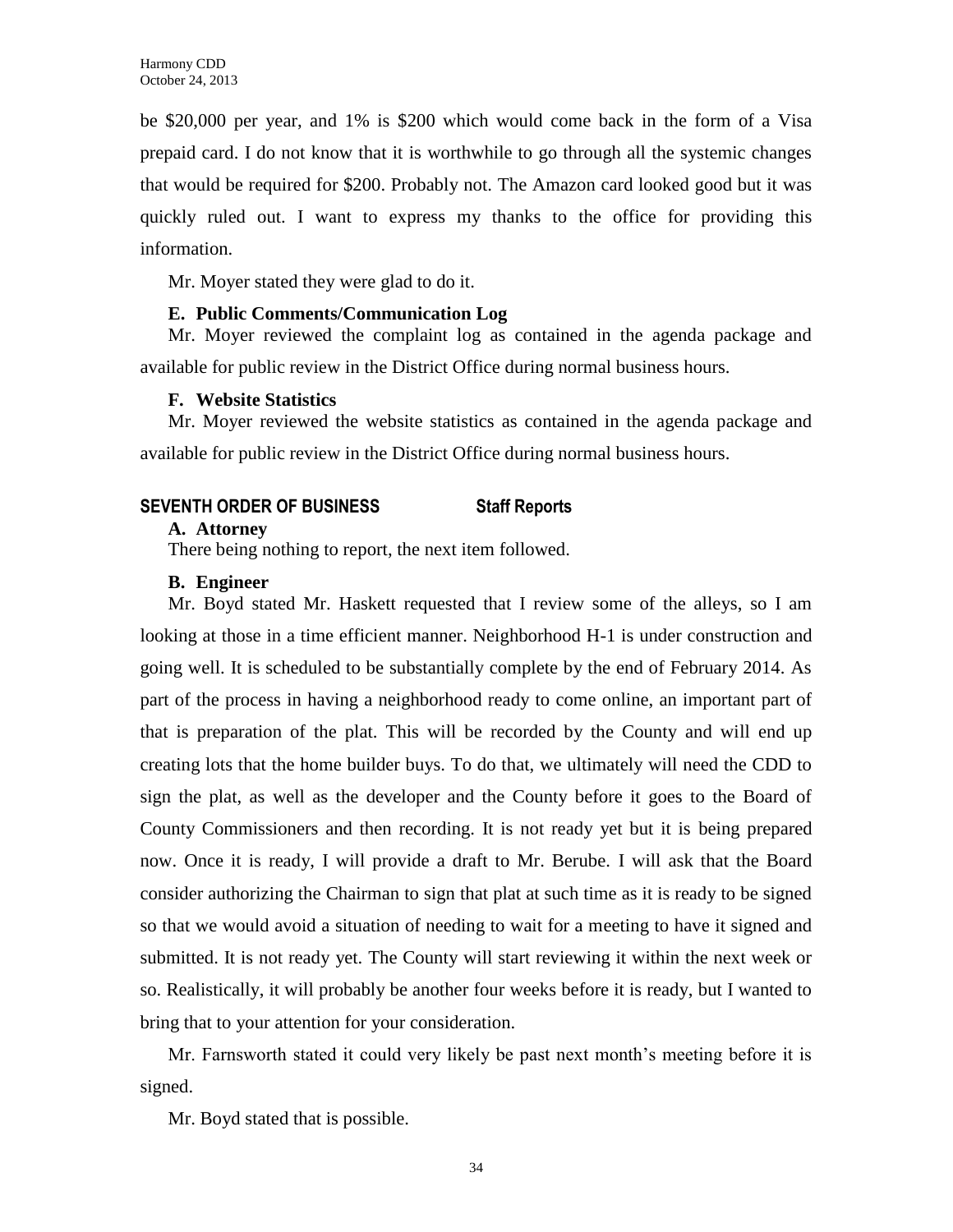be $20,000 per year, and 1% is $200 which would come back in the form of a Visa prepaid card. I do not know that it is worthwhile to go through all the systemic changes that would be required for $200. Probably not. The Amazon card looked good but it was quickly ruled out. I want to express my thanks to the office for providing this information.

Mr. Moyer stated they were glad to do it.

**E. Public Comments/Communication Log**

Mr. Moyer reviewed the complaint log as contained in the agenda package and available for public review in the District Office during normal business hours.

**F. Website Statistics**

Mr. Moyer reviewed the website statistics as contained in the agenda package and available for public review in the District Office during normal business hours.

**SEVENTH ORDER OF BUSINESS Staff Reports**

**A. Attorney**

There being nothing to report, the next item followed.

**B. Engineer**

Mr. Boyd stated Mr. Haskett requested that I review some of the alleys, so I am looking at those in a time efficient manner. Neighborhood H-1 is under construction and going well. It is scheduled to be substantially complete by the end of February 2014. As part of the process in having a neighborhood ready to come online, an important part of that is preparation of the plat. This will be recorded by the County and will end up creating lots that the home builder buys. To do that, we ultimately will need the CDD to sign the plat, as well as the developer and the County before it goes to the Board of County Commissioners and then recording. It is not ready yet but it is being prepared now. Once it is ready, I will provide a draft to Mr. Berube. I will ask that the Board consider authorizing the Chairman to sign that plat at such time as it is ready to be signed so that we would avoid a situation of needing to wait for a meeting to have it signed and submitted. It is not ready yet. The County will start reviewing it within the next week or so. Realistically, it will probably be another four weeks before it is ready, but I wanted to bring that to your attention for your consideration.

Mr. Farnsworth stated it could very likely be past next month's meeting before it is signed.

Mr. Boyd stated that is possible.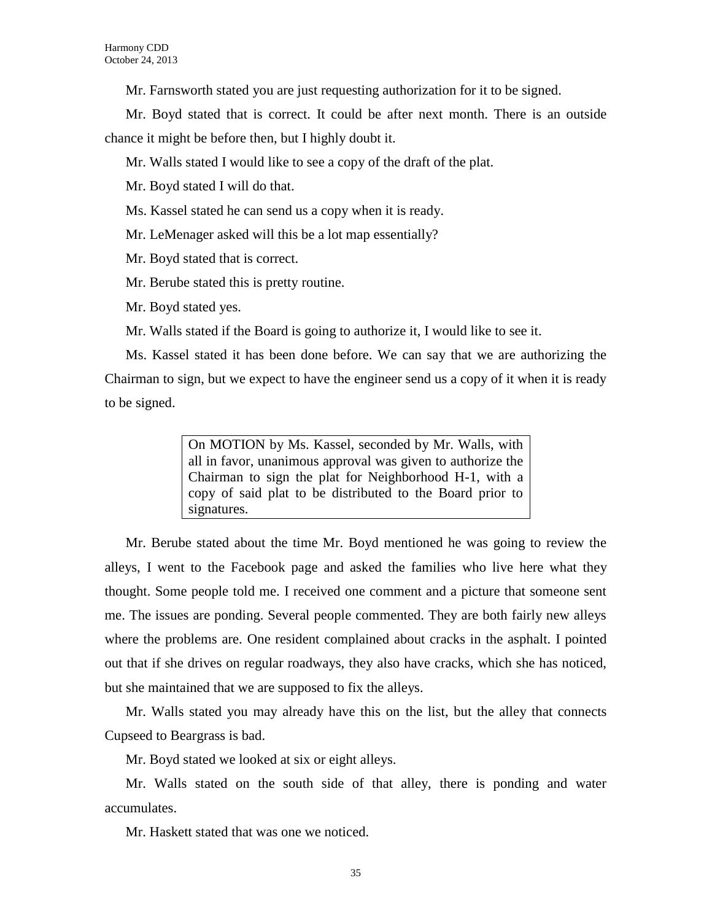Mr. Farnsworth stated you are just requesting authorization for it to be signed.

Mr. Boyd stated that is correct. It could be after next month. There is an outside chance it might be before then, but I highly doubt it.

Mr. Walls stated I would like to see a copy of the draft of the plat.

Mr. Boyd stated I will do that.

Ms. Kassel stated he can send us a copy when it is ready.

Mr. LeMenager asked will this be a lot map essentially?

Mr. Boyd stated that is correct.

Mr. Berube stated this is pretty routine.

Mr. Boyd stated yes.

Mr. Walls stated if the Board is going to authorize it, I would like to see it.

Ms. Kassel stated it has been done before. We can say that we are authorizing the Chairman to sign, but we expect to have the engineer send us a copy of it when it is ready to be signed.

> On MOTION by Ms. Kassel, seconded by Mr. Walls, with all in favor, unanimous approval was given to authorize the Chairman to sign the plat for Neighborhood H-1, with a copy of said plat to be distributed to the Board prior to signatures.

Mr. Berube stated about the time Mr. Boyd mentioned he was going to review the alleys, I went to the Facebook page and asked the families who live here what they thought. Some people told me. I received one comment and a picture that someone sent me. The issues are ponding. Several people commented. They are both fairly new alleys where the problems are. One resident complained about cracks in the asphalt. I pointed out that if she drives on regular roadways, they also have cracks, which she has noticed, but she maintained that we are supposed to fix the alleys.

Mr. Walls stated you may already have this on the list, but the alley that connects Cupseed to Beargrass is bad.

Mr. Boyd stated we looked at six or eight alleys.

Mr. Walls stated on the south side of that alley, there is ponding and water accumulates.

Mr. Haskett stated that was one we noticed.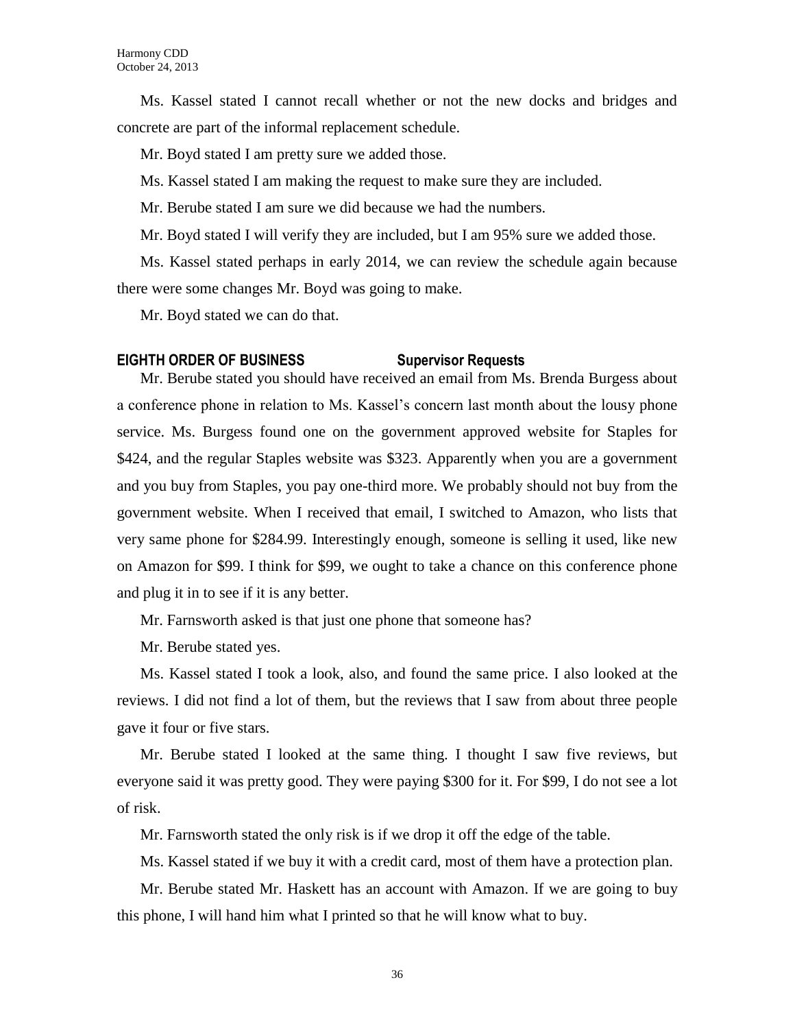Ms. Kassel stated I cannot recall whether or not the new docks and bridges and concrete are part of the informal replacement schedule.

Mr. Boyd stated I am pretty sure we added those.

Ms. Kassel stated I am making the request to make sure they are included.

Mr. Berube stated I am sure we did because we had the numbers.

Mr. Boyd stated I will verify they are included, but I am 95% sure we added those.

Ms. Kassel stated perhaps in early 2014, we can review the schedule again because there were some changes Mr. Boyd was going to make.

Mr. Boyd stated we can do that.

**EIGHTH ORDER OF BUSINESS Supervisor Requests**

Mr. Berube stated you should have received an email from Ms. Brenda Burgess about a conference phone in relation to Ms. Kassel's concern last month about the lousy phone service. Ms. Burgess found one on the government approved website for Staples for \$424, and the regular Staples website was \$323. Apparently when you are a government and you buy from Staples, you pay one-third more. We probably should not buy from the government website. When I received that email, I switched to Amazon, who lists that very same phone for \$284.99. Interestingly enough, someone is selling it used, like new on Amazon for \$99. I think for \$99, we ought to take a chance on this conference phone and plug it in to see if it is any better.

Mr. Farnsworth asked is that just one phone that someone has?

Mr. Berube stated yes.

Ms. Kassel stated I took a look, also, and found the same price. I also looked at the reviews. I did not find a lot of them, but the reviews that I saw from about three people gave it four or five stars.

Mr. Berube stated I looked at the same thing. I thought I saw five reviews, but everyone said it was pretty good. They were paying \$300 for it. For \$99, I do not see a lot of risk.

Mr. Farnsworth stated the only risk is if we drop it off the edge of the table.

Ms. Kassel stated if we buy it with a credit card, most of them have a protection plan.

Mr. Berube stated Mr. Haskett has an account with Amazon. If we are going to buy this phone, I will hand him what I printed so that he will know what to buy.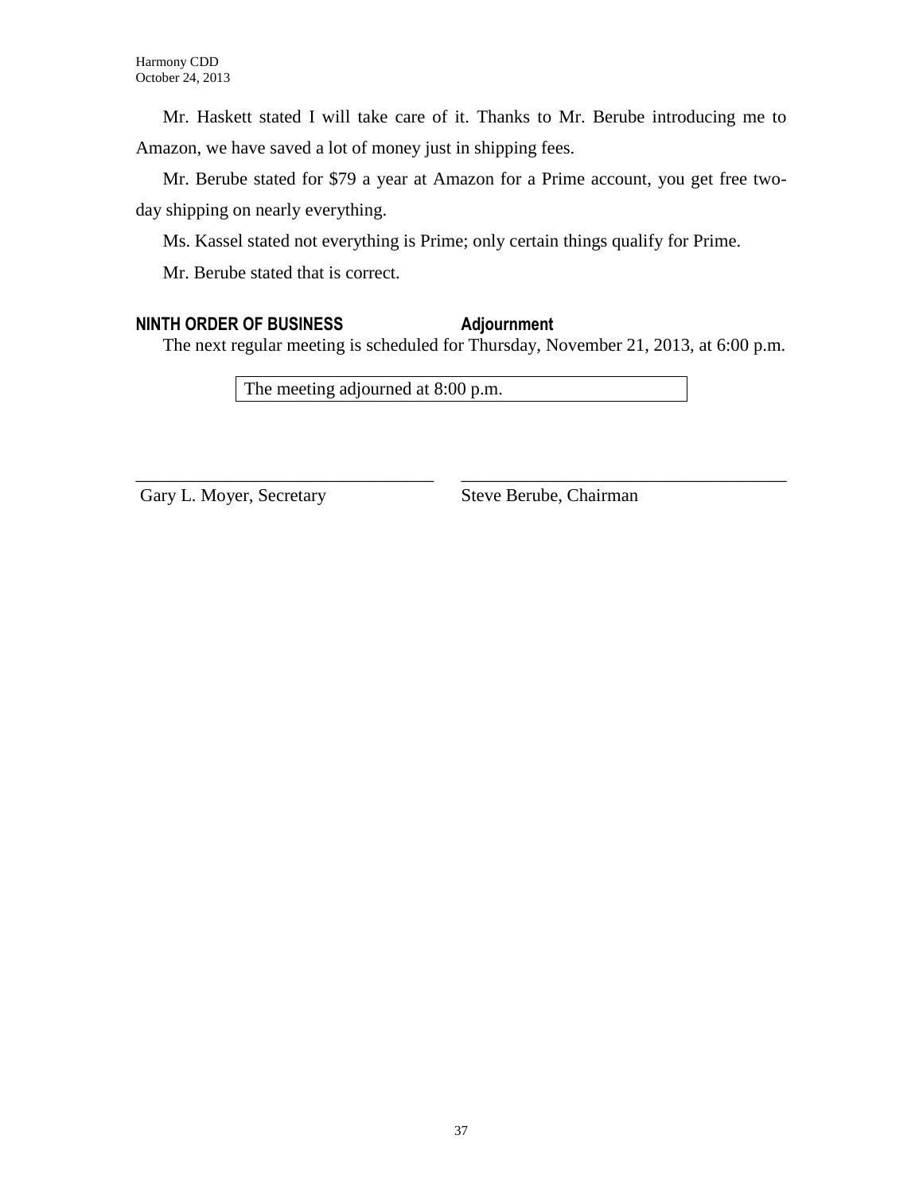Mr. Haskett stated I will take care of it. Thanks to Mr. Berube introducing me to Amazon, we have saved a lot of money just in shipping fees.

Mr. Berube stated for $79 a year at Amazon for a Prime account, you get free two-day shipping on nearly everything.

Ms. Kassel stated not everything is Prime; only certain things qualify for Prime.

Mr. Berube stated that is correct.

**NINTH ORDER OF BUSINESS Adjournment**

The next regular meeting is scheduled for Thursday, November 21, 2013, at 6:00 p.m.

The meeting adjourned at 8:00 p.m.

\_\_\_\_\_\_\_\_\_\_\_\_\_\_\_\_\_\_\_\_\_\_\_\_\_\_\_\_\_\_\_\_\_\_ \_\_\_\_\_\_\_\_\_\_\_\_\_\_\_\_\_\_\_\_\_\_\_\_\_\_\_\_\_\_\_\_\_\_\_\_\_\_

Gary L. Moyer, Secretary Steve Berube, Chairman